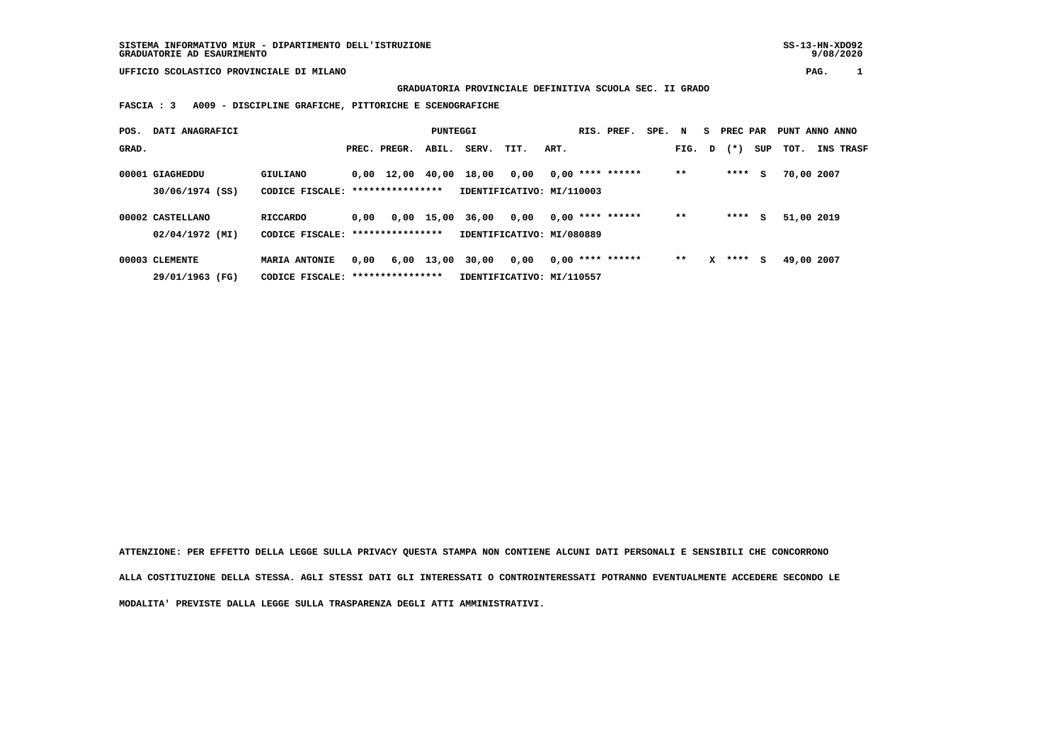SISTEMA INFORMATIVO MIUR - DIPARTIMENTO DELL'ISTRUZIONE
GRADUATORIE AD ESAURIMENTO

SS-13-HN-XDO92
9/08/2020

UFFICIO SCOLASTICO PROVINCIALE DI MILANO

**GRADUATORIA PROVINCIALE DEFINITIVA SCUOLA SEC. II GRADO**

**FASCIA : 3 A009 - DISCIPLINE GRAFICHE, PITTORICHE E SCENOGRAFICHE**

| POS. GRAD. | DATI ANAGRAFICI | | PREC. | PREGR. | ABIL. | SERV. | TIT. | ART. | RIS. | PREF. | SPE. | N FIG. | S D | PREC (*) | PAR SUP | PUNT TOT. | ANNO INS | ANNO TRASF |
|---|---|---|---|---|---|---|---|---|---|---|---|---|---|---|---|---|---|---|
| 00001 | GIAGHEDDU | GIULIANO | 0,00 | 12,00 | 40,00 | 18,00 | 0,00 | 0,00 | **** | ****** | | ** | | **** | S | 70,00 | 2007 | |
| | 30/06/1974 (SS) | CODICE FISCALE: **************** | IDENTIFICATIVO: MI/110003 | | | | | | | | | | | | | | | |
| 00002 | CASTELLANO | RICCARDO | 0,00 | 0,00 | 15,00 | 36,00 | 0,00 | 0,00 | **** | ****** | | ** | | **** | S | 51,00 | 2019 | |
| | 02/04/1972 (MI) | CODICE FISCALE: **************** | IDENTIFICATIVO: MI/080889 | | | | | | | | | | | | | | | |
| 00003 | CLEMENTE | MARIA ANTONIE | 0,00 | 6,00 | 13,00 | 30,00 | 0,00 | 0,00 | **** | ****** | | ** | X | **** | S | 49,00 | 2007 | |
| | 29/01/1963 (FG) | CODICE FISCALE: **************** | IDENTIFICATIVO: MI/110557 | | | | | | | | | | | | | | | |

ATTENZIONE: PER EFFETTO DELLA LEGGE SULLA PRIVACY QUESTA STAMPA NON CONTIENE ALCUNI DATI PERSONALI E SENSIBILI CHE CONCORRONO ALLA COSTITUZIONE DELLA STESSA. AGLI STESSI DATI GLI INTERESSATI O CONTROINTERESSATI POTRANNO EVENTUALMENTE ACCEDERE SECONDO LE MODALITA' PREVISTE DALLA LEGGE SULLA TRASPARENZA DEGLI ATTI AMMINISTRATIVI.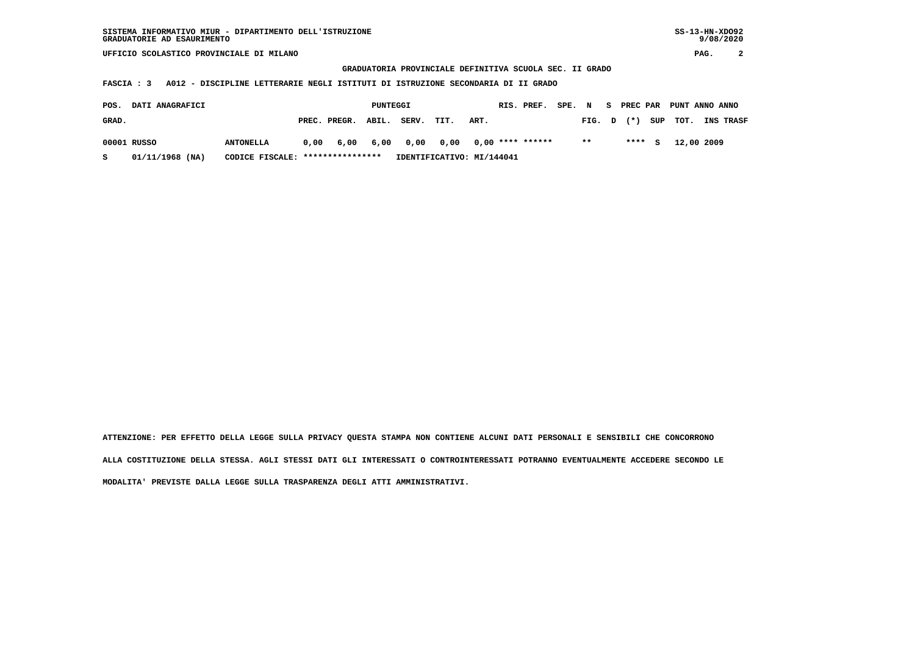SISTEMA INFORMATIVO MIUR - DIPARTIMENTO DELL'ISTRUZIONE
GRADUATORIE AD ESAURIMENTO

UFFICIO SCOLASTICO PROVINCIALE DI MILANO

**GRADUATORIA PROVINCIALE DEFINITIVA SCUOLA SEC. II GRADO**

**FASCIA : 3 A012 - DISCIPLINE LETTERARIE NEGLI ISTITUTI DI ISTRUZIONE SECONDARIA DI II GRADO**

| POS. GRAD. | DATI ANAGRAFICI | | PUNTEGGI PREC. | PREGR. | ABIL. | SERV. | TIT. | ART. | RIS. | PREF. | SPE. | N FIG. | S D | PREC PAR (*) | SUP | PUNT TOT. | ANNO INS | ANNO TRASF |
|---|---|---|---|---|---|---|---|---|---|---|---|---|---|---|---|---|---|---|
| 00001 | RUSSO | ANTONELLA | 0,00 | 6,00 | 6,00 | 0,00 | 0,00 | 0,00 | **** | ****** | | ** | | **** | S | 12,00 | 2009 | |
| S | 01/11/1968 (NA) | CODICE FISCALE: **************** | IDENTIFICATIVO: MI/144041 | | | | | | | | | | | | | | | |

ATTENZIONE: PER EFFETTO DELLA LEGGE SULLA PRIVACY QUESTA STAMPA NON CONTIENE ALCUNI DATI PERSONALI E SENSIBILI CHE CONCORRONO ALLA COSTITUZIONE DELLA STESSA. AGLI STESSI DATI GLI INTERESSATI O CONTROINTERESSATI POTRANNO EVENTUALMENTE ACCEDERE SECONDO LE MODALITA' PREVISTE DALLA LEGGE SULLA TRASPARENZA DEGLI ATTI AMMINISTRATIVI.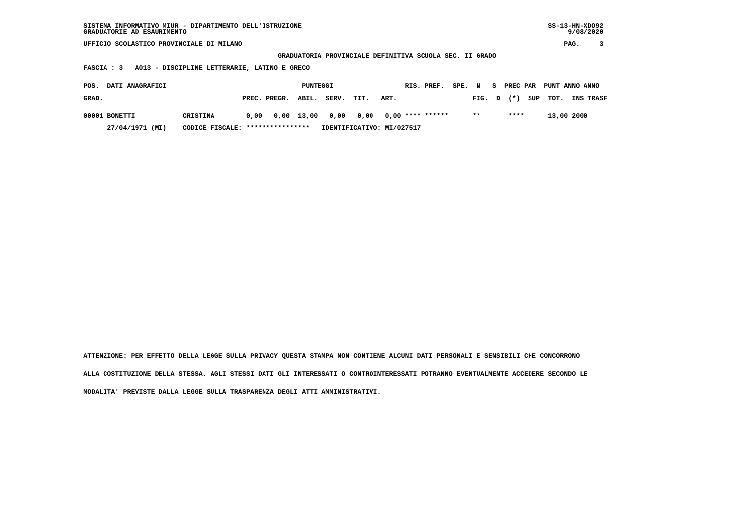SISTEMA INFORMATIVO MIUR - DIPARTIMENTO DELL'ISTRUZIONE
GRADUATORIE AD ESAURIMENTO

SS-13-HN-XDO92
9/08/2020

UFFICIO SCOLASTICO PROVINCIALE DI MILANO

## GRADUATORIA PROVINCIALE DEFINITIVA SCUOLA SEC. II GRADO

**FASCIA : 3 A013 - DISCIPLINE LETTERARIE, LATINO E GRECO**

| POS. GRAD. | DATI ANAGRAFICI | | PUNTEGGI PREC. | PREGR. | ABIL. | SERV. | TIT. | ART. | RIS. | PREF. | SPE. FIG. | N D | S (*) | PREC PAR SUP | PUNT TOT. | ANNO INS | ANNO TRASF |
|---|---|---|---|---|---|---|---|---|---|---|---|---|---|---|---|---|---|
| 00001 | BONETTI | CRISTINA | 0,00 | 0,00 | 13,00 | 0,00 | 0,00 | 0,00 | **** | ****** | ** | | **** | | 13,00 | 2000 | |
| | 27/04/1971 (MI) | CODICE FISCALE: **************** | IDENTIFICATIVO: MI/027517 | | | | | | | | | | | | | | |

ATTENZIONE: PER EFFETTO DELLA LEGGE SULLA PRIVACY QUESTA STAMPA NON CONTIENE ALCUNI DATI PERSONALI E SENSIBILI CHE CONCORRONO ALLA COSTITUZIONE DELLA STESSA. AGLI STESSI DATI GLI INTERESSATI O CONTROINTERESSATI POTRANNO EVENTUALMENTE ACCEDERE SECONDO LE MODALITA' PREVISTE DALLA LEGGE SULLA TRASPARENZA DEGLI ATTI AMMINISTRATIVI.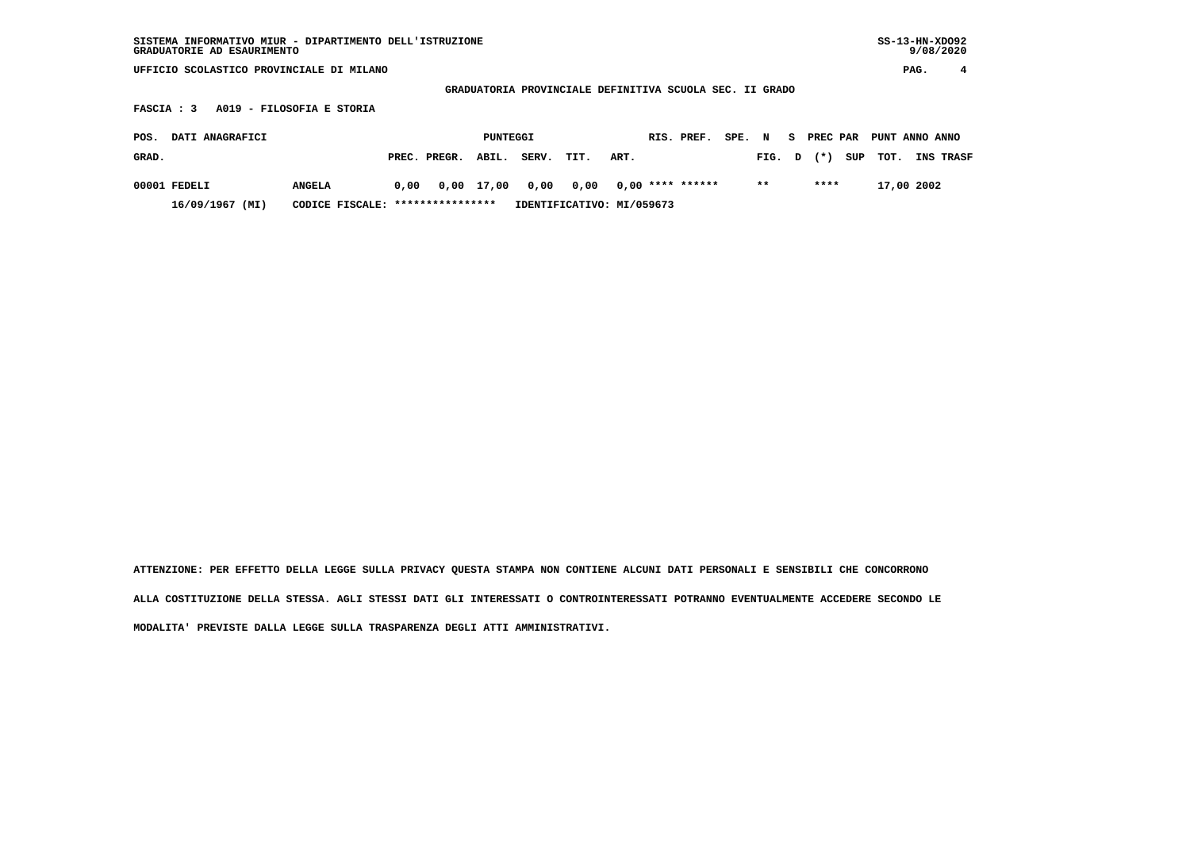SISTEMA INFORMATIVO MIUR - DIPARTIMENTO DELL'ISTRUZIONE
GRADUATORIE AD ESAURIMENTO

SS-13-HN-XDO92
9/08/2020

UFFICIO SCOLASTICO PROVINCIALE DI MILANO

**GRADUATORIA PROVINCIALE DEFINITIVA SCUOLA SEC. II GRADO**

**FASCIA : 3  A019 - FILOSOFIA E STORIA**

| POS. GRAD. | DATI ANAGRAFICI | | PUNTEGGI PREC. | PREGR. | ABIL. | SERV. | TIT. | ART. | RIS. | PREF. | SPE. FIG. | N D | S (*) | PREC PAR SUP | PUNT TOT. | ANNO INS | ANNO TRASF |
|---|---|---|---|---|---|---|---|---|---|---|---|---|---|---|---|---|---|
| 00001 | FEDELI | ANGELA | 0,00 | 0,00 | 17,00 | 0,00 | 0,00 | 0,00 | **** | ****** | ** | | **** | | 17,00 | 2002 | |
| | 16/09/1967 (MI) | CODICE FISCALE: **************** | IDENTIFICATIVO: MI/059673 | | | | | | | | | | | | | | |

ATTENZIONE: PER EFFETTO DELLA LEGGE SULLA PRIVACY QUESTA STAMPA NON CONTIENE ALCUNI DATI PERSONALI E SENSIBILI CHE CONCORRONO ALLA COSTITUZIONE DELLA STESSA. AGLI STESSI DATI GLI INTERESSATI O CONTROINTERESSATI POTRANNO EVENTUALMENTE ACCEDERE SECONDO LE MODALITA' PREVISTE DALLA LEGGE SULLA TRASPARENZA DEGLI ATTI AMMINISTRATIVI.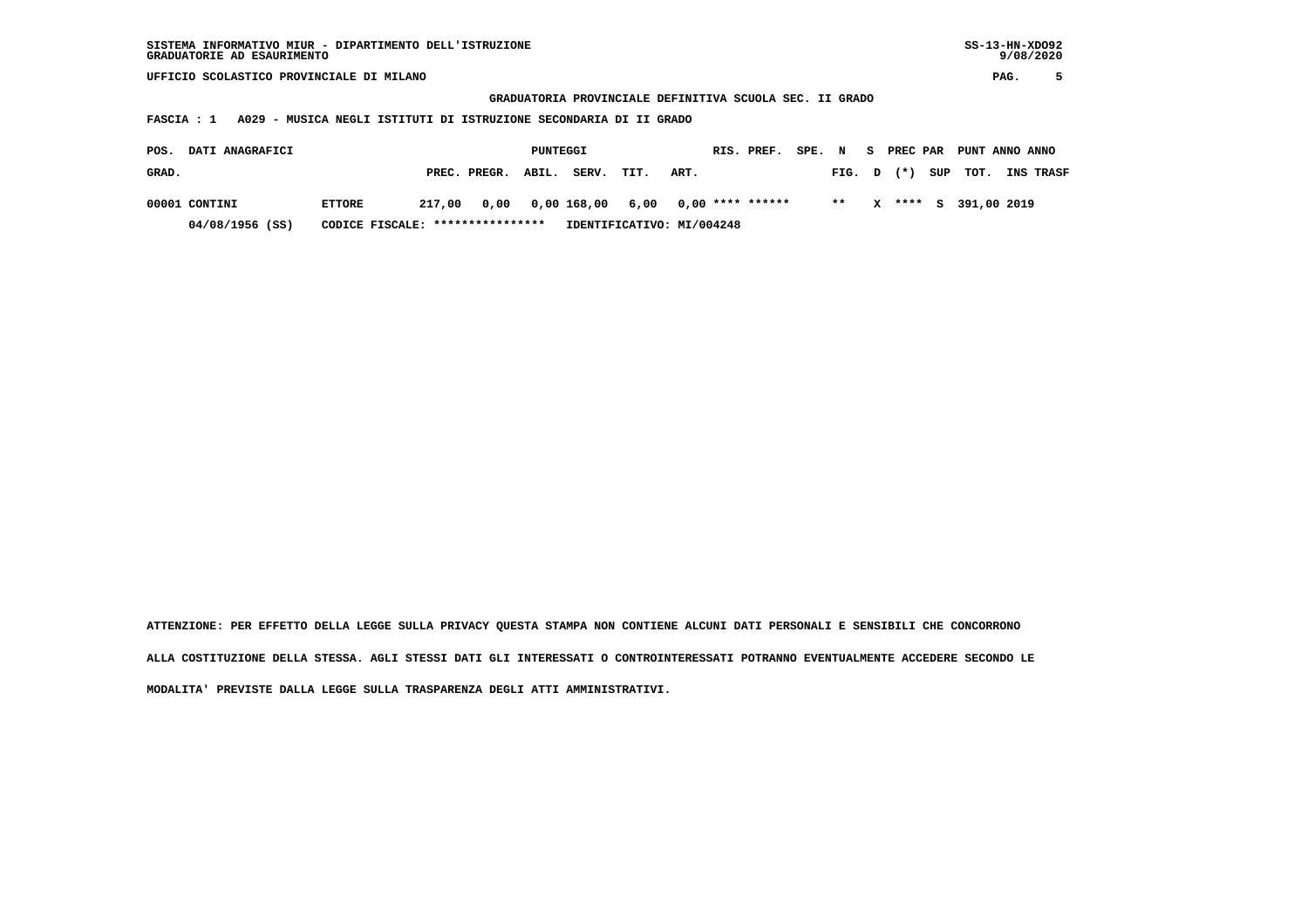GRADUATORIA PROVINCIALE DEFINITIVA SCUOLA SEC. II GRADO

FASCIA : 1 A029 - MUSICA NEGLI ISTITUTI DI ISTRUZIONE SECONDARIA DI II GRADO

| POS. GRAD. | DATI ANAGRAFICI | | PUNTEGGI PREC. | PREGR. | ABIL. | SERV. | TIT. | ART. | RIS. | PREF. | SPE. FIG. | N D | S (*) | PREC PAR SUP | PUNT TOT. | ANNO INS | ANNO TRASF |
|---|---|---|---|---|---|---|---|---|---|---|---|---|---|---|---|---|---|
| 00001 | CONTINI | ETTORE | 217,00 | 0,00 | 0,00 | 168,00 | 6,00 | 0,00 | **** | ****** | ** | X | **** | S | 391,00 | 2019 | |
| | 04/08/1956 (SS) | CODICE FISCALE: **************** | IDENTIFICATIVO: MI/004248 | | | | | | | | | | | | | | |

ATTENZIONE: PER EFFETTO DELLA LEGGE SULLA PRIVACY QUESTA STAMPA NON CONTIENE ALCUNI DATI PERSONALI E SENSIBILI CHE CONCORRONO ALLA COSTITUZIONE DELLA STESSA. AGLI STESSI DATI GLI INTERESSATI O CONTROINTERESSATI POTRANNO EVENTUALMENTE ACCEDERE SECONDO LE MODALITA' PREVISTE DALLA LEGGE SULLA TRASPARENZA DEGLI ATTI AMMINISTRATIVI.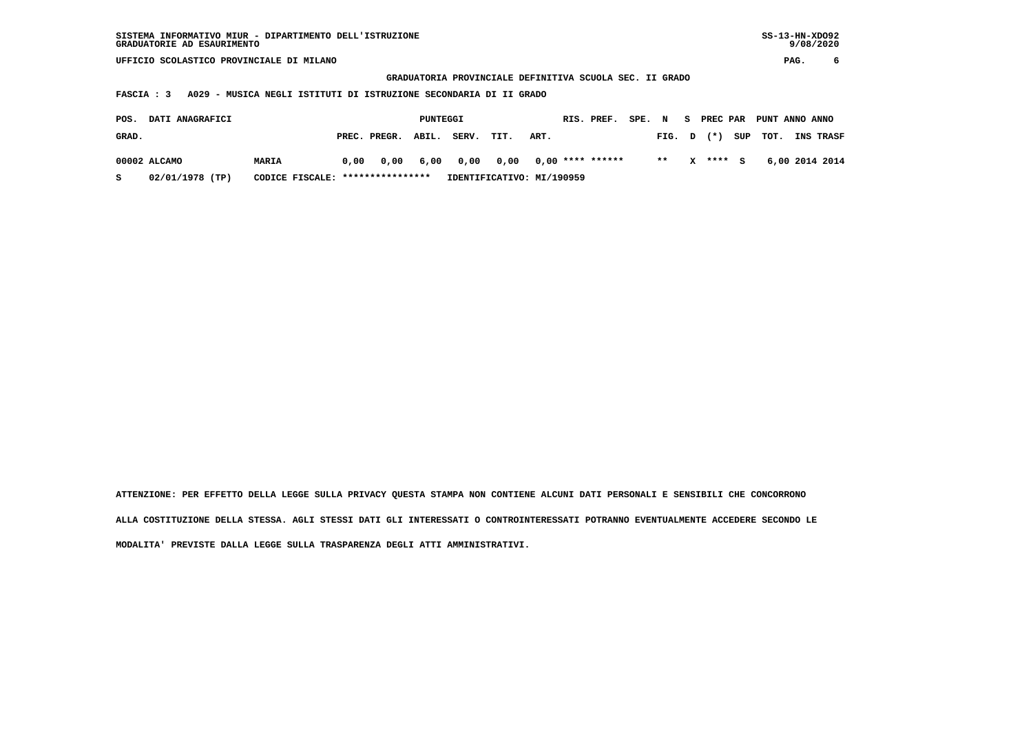SISTEMA INFORMATIVO MIUR - DIPARTIMENTO DELL'ISTRUZIONE
GRADUATORIE AD ESAURIMENTO

UFFICIO SCOLASTICO PROVINCIALE DI MILANO

**GRADUATORIA PROVINCIALE DEFINITIVA SCUOLA SEC. II GRADO**

**FASCIA : 3 A029 - MUSICA NEGLI ISTITUTI DI ISTRUZIONE SECONDARIA DI II GRADO**

| POS. GRAD. | DATI ANAGRAFICI | | PUNTEGGI PREC. | PREGR. | ABIL. | SERV. | TIT. | ART. | RIS. | PREF. | SPE. | N FIG. | S D | PREC PAR (*) | SUP | PUNT TOT. | ANNO INS | ANNO TRASF |
|---|---|---|---|---|---|---|---|---|---|---|---|---|---|---|---|---|---|---|
| 00002 | ALCAMO | MARIA | 0,00 | 0,00 | 6,00 | 0,00 | 0,00 | 0,00 | **** | ****** | | ** | X | **** | S | 6,00 | 2014 | 2014 |
| S | 02/01/1978 (TP) | CODICE FISCALE: **************** | IDENTIFICATIVO: MI/190959 | | | | | | | | | | | | | | | |

ATTENZIONE: PER EFFETTO DELLA LEGGE SULLA PRIVACY QUESTA STAMPA NON CONTIENE ALCUNI DATI PERSONALI E SENSIBILI CHE CONCORRONO ALLA COSTITUZIONE DELLA STESSA. AGLI STESSI DATI GLI INTERESSATI O CONTROINTERESSATI POTRANNO EVENTUALMENTE ACCEDERE SECONDO LE MODALITA' PREVISTE DALLA LEGGE SULLA TRASPARENZA DEGLI ATTI AMMINISTRATIVI.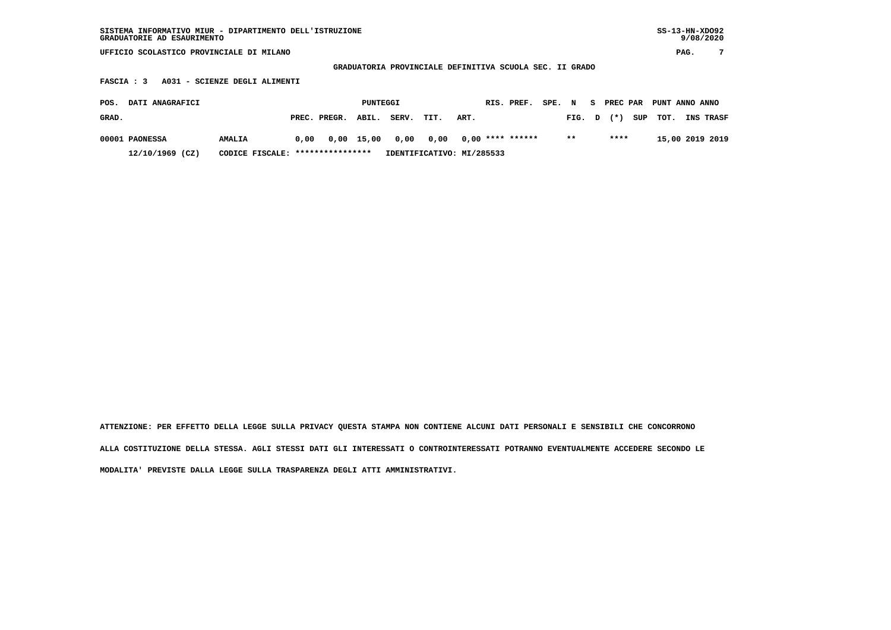SISTEMA INFORMATIVO MIUR - DIPARTIMENTO DELL'ISTRUZIONE
GRADUATORIE AD ESAURIMENTO

UFFICIO SCOLASTICO PROVINCIALE DI MILANO

**GRADUATORIA PROVINCIALE DEFINITIVA SCUOLA SEC. II GRADO**

**FASCIA : 3 A031 - SCIENZE DEGLI ALIMENTI**

| POS. GRAD. | DATI ANAGRAFICI | | PREC. | PREGR. | ABIL. | SERV. | TIT. | ART. | RIS. | PREF. | SPE. FIG. | N D | S (*) | PREC PAR SUP | PUNT TOT. | ANNO INS | ANNO TRASF |
|---|---|---|---|---|---|---|---|---|---|---|---|---|---|---|---|---|---|
| 00001 | PAONESSA | AMALIA | 0,00 | 0,00 | 15,00 | 0,00 | 0,00 | 0,00 | **** | ****** | ** | | **** | | 15,00 | 2019 | 2019 |
| | 12/10/1969 (CZ) | CODICE FISCALE: **************** | IDENTIFICATIVO: MI/285533 | | | | | | | | | | | | | | |

ATTENZIONE: PER EFFETTO DELLA LEGGE SULLA PRIVACY QUESTA STAMPA NON CONTIENE ALCUNI DATI PERSONALI E SENSIBILI CHE CONCORRONO ALLA COSTITUZIONE DELLA STESSA. AGLI STESSI DATI GLI INTERESSATI O CONTROINTERESSATI POTRANNO EVENTUALMENTE ACCEDERE SECONDO LE MODALITA' PREVISTE DALLA LEGGE SULLA TRASPARENZA DEGLI ATTI AMMINISTRATIVI.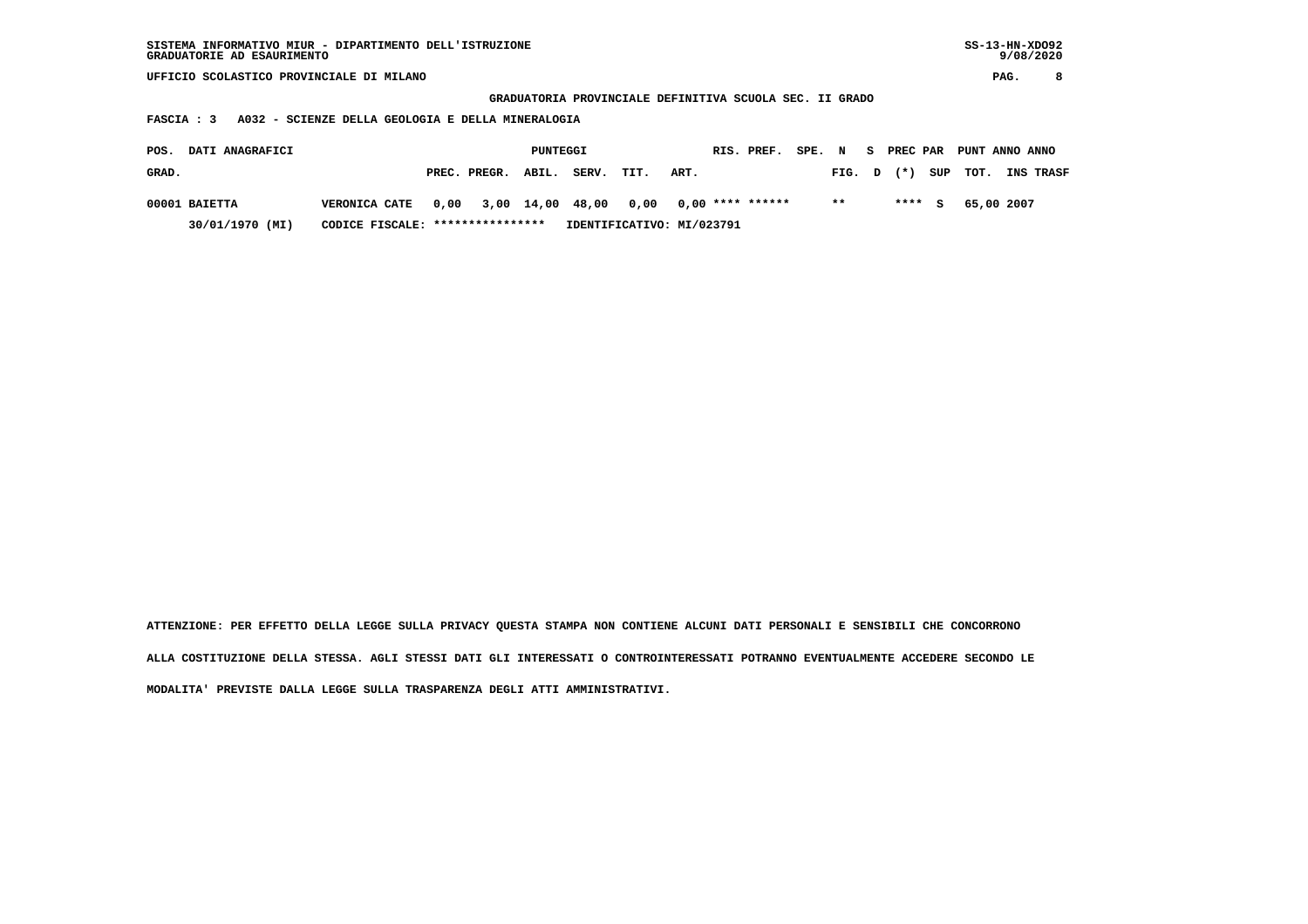SISTEMA INFORMATIVO MIUR - DIPARTIMENTO DELL'ISTRUZIONE
GRADUATORIE AD ESAURIMENTO

UFFICIO SCOLASTICO PROVINCIALE DI MILANO

**GRADUATORIA PROVINCIALE DEFINITIVA SCUOLA SEC. II GRADO**

**FASCIA : 3 A032 - SCIENZE DELLA GEOLOGIA E DELLA MINERALOGIA**

| POS. GRAD. | DATI ANAGRAFICI | | PREC. | PREGR. | ABIL. | SERV. | TIT. | ART. | RIS. | PREF. | SPE. FIG. | N D | S (*) | PREC PAR SUP | PUNT TOT. | ANNO INS | ANNO TRASF |
|---|---|---|---|---|---|---|---|---|---|---|---|---|---|---|---|---|---|
| 00001 | BAIETTA | VERONICA CATE | 0,00 | 3,00 | 14,00 | 48,00 | 0,00 | 0,00 | **** | ****** | ** | | **** | S | 65,00 | 2007 | |
| | 30/01/1970 (MI) | CODICE FISCALE: **************** | IDENTIFICATIVO: MI/023791 | | | | | | | | | | | | | | |

ATTENZIONE: PER EFFETTO DELLA LEGGE SULLA PRIVACY QUESTA STAMPA NON CONTIENE ALCUNI DATI PERSONALI E SENSIBILI CHE CONCORRONO ALLA COSTITUZIONE DELLA STESSA. AGLI STESSI DATI GLI INTERESSATI O CONTROINTERESSATI POTRANNO EVENTUALMENTE ACCEDERE SECONDO LE MODALITA' PREVISTE DALLA LEGGE SULLA TRASPARENZA DEGLI ATTI AMMINISTRATIVI.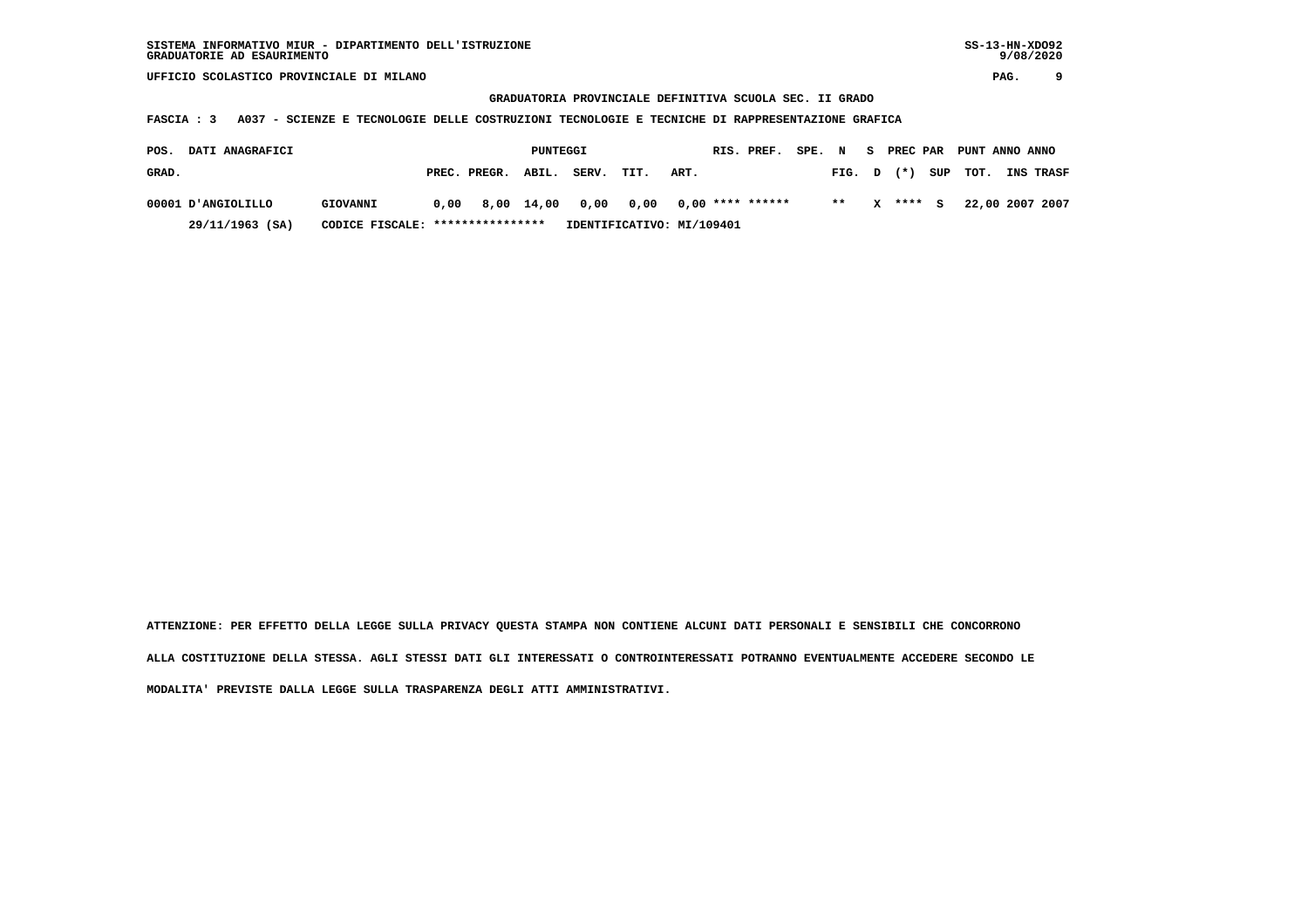SISTEMA INFORMATIVO MIUR - DIPARTIMENTO DELL'ISTRUZIONE
GRADUATORIE AD ESAURIMENTO

UFFICIO SCOLASTICO PROVINCIALE DI MILANO

GRADUATORIA PROVINCIALE DEFINITIVA SCUOLA SEC. II GRADO

FASCIA : 3 A037 - SCIENZE E TECNOLOGIE DELLE COSTRUZIONI TECNOLOGIE E TECNICHE DI RAPPRESENTAZIONE GRAFICA

| POS. GRAD. | DATI ANAGRAFICI | | PUNTEGGI PREC. | PREGR. | ABIL. | SERV. | TIT. | ART. | RIS. | PREF. | SPE. FIG. | N D | S (*) | PREC PAR SUP | PUNT TOT. | ANNO INS | ANNO TRASF |
|---|---|---|---|---|---|---|---|---|---|---|---|---|---|---|---|---|---|
| 00001 | D'ANGIOLILLO | GIOVANNI | 0,00 | 8,00 | 14,00 | 0,00 | 0,00 | 0,00 | **** | ****** | ** | X | **** | S | 22,00 | 2007 | 2007 |
| | 29/11/1963 (SA) | CODICE FISCALE: **************** | IDENTIFICATIVO: MI/109401 | | | | | | | | | | | | | | |

ATTENZIONE: PER EFFETTO DELLA LEGGE SULLA PRIVACY QUESTA STAMPA NON CONTIENE ALCUNI DATI PERSONALI E SENSIBILI CHE CONCORRONO ALLA COSTITUZIONE DELLA STESSA. AGLI STESSI DATI GLI INTERESSATI O CONTROINTERESSATI POTRANNO EVENTUALMENTE ACCEDERE SECONDO LE MODALITA' PREVISTE DALLA LEGGE SULLA TRASPARENZA DEGLI ATTI AMMINISTRATIVI.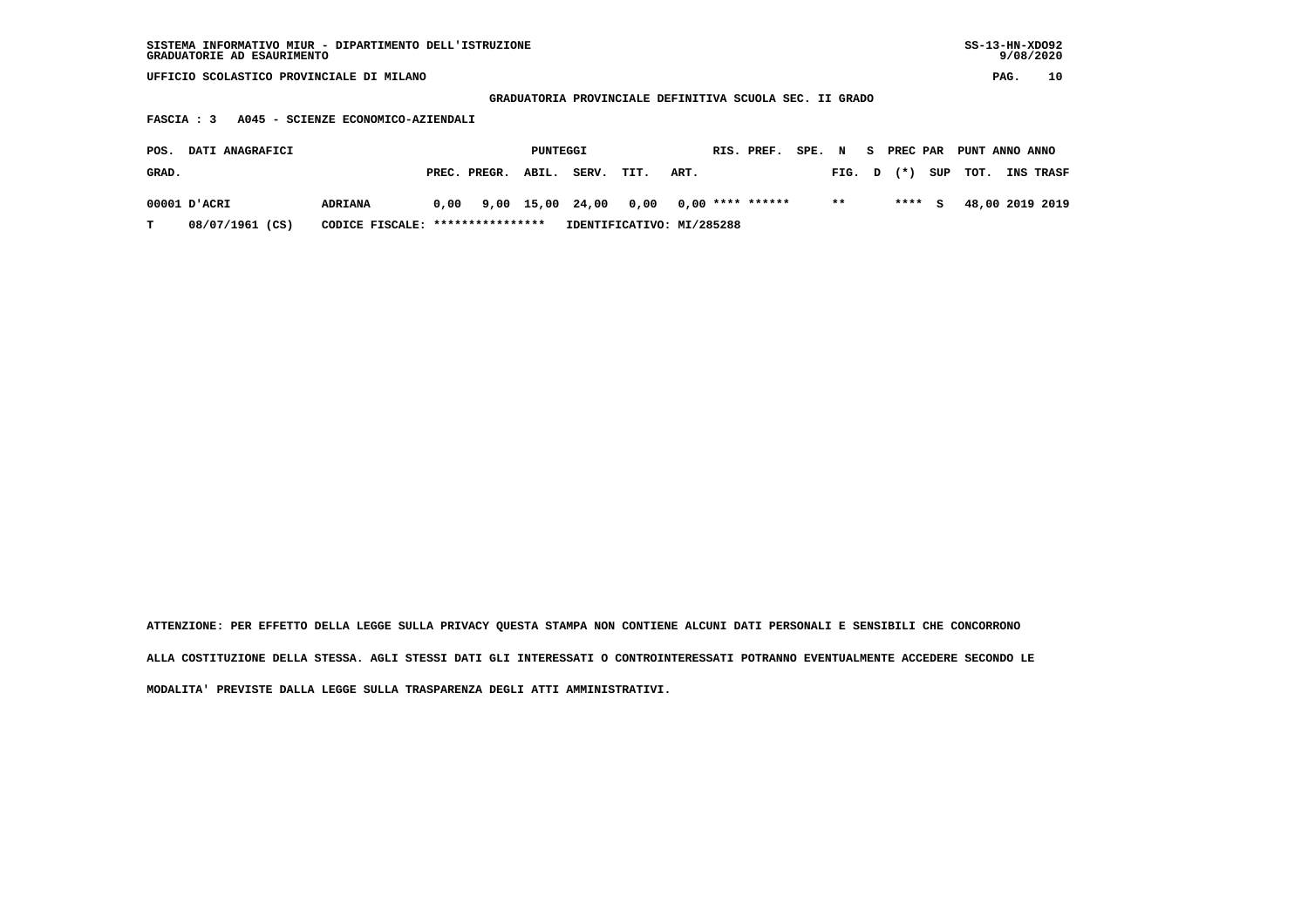GRADUATORIA PROVINCIALE DEFINITIVA SCUOLA SEC. II GRADO

FASCIA : 3 A045 - SCIENZE ECONOMICO-AZIENDALI

| POS. GRAD. | DATI ANAGRAFICI | | PUNTEGGI PREC. | PREGR. | ABIL. | SERV. | TIT. | ART. | RIS. | PREF. | SPE. | N FIG. | S D | PREC PAR (*) | SUP | PUNT TOT. | ANNO INS | ANNO TRASF |
|---|---|---|---|---|---|---|---|---|---|---|---|---|---|---|---|---|---|---|
| 00001 | D'ACRI | ADRIANA | 0,00 | 9,00 | 15,00 | 24,00 | 0,00 | 0,00 | **** | ****** | | ** | | **** | S | 48,00 | 2019 | 2019 |
| T | 08/07/1961 (CS) | CODICE FISCALE: **************** | IDENTIFICATIVO: MI/285288 | | | | | | | | | | | | | | | |

ATTENZIONE: PER EFFETTO DELLA LEGGE SULLA PRIVACY QUESTA STAMPA NON CONTIENE ALCUNI DATI PERSONALI E SENSIBILI CHE CONCORRONO ALLA COSTITUZIONE DELLA STESSA. AGLI STESSI DATI GLI INTERESSATI O CONTROINTERESSATI POTRANNO EVENTUALMENTE ACCEDERE SECONDO LE MODALITA' PREVISTE DALLA LEGGE SULLA TRASPARENZA DEGLI ATTI AMMINISTRATIVI.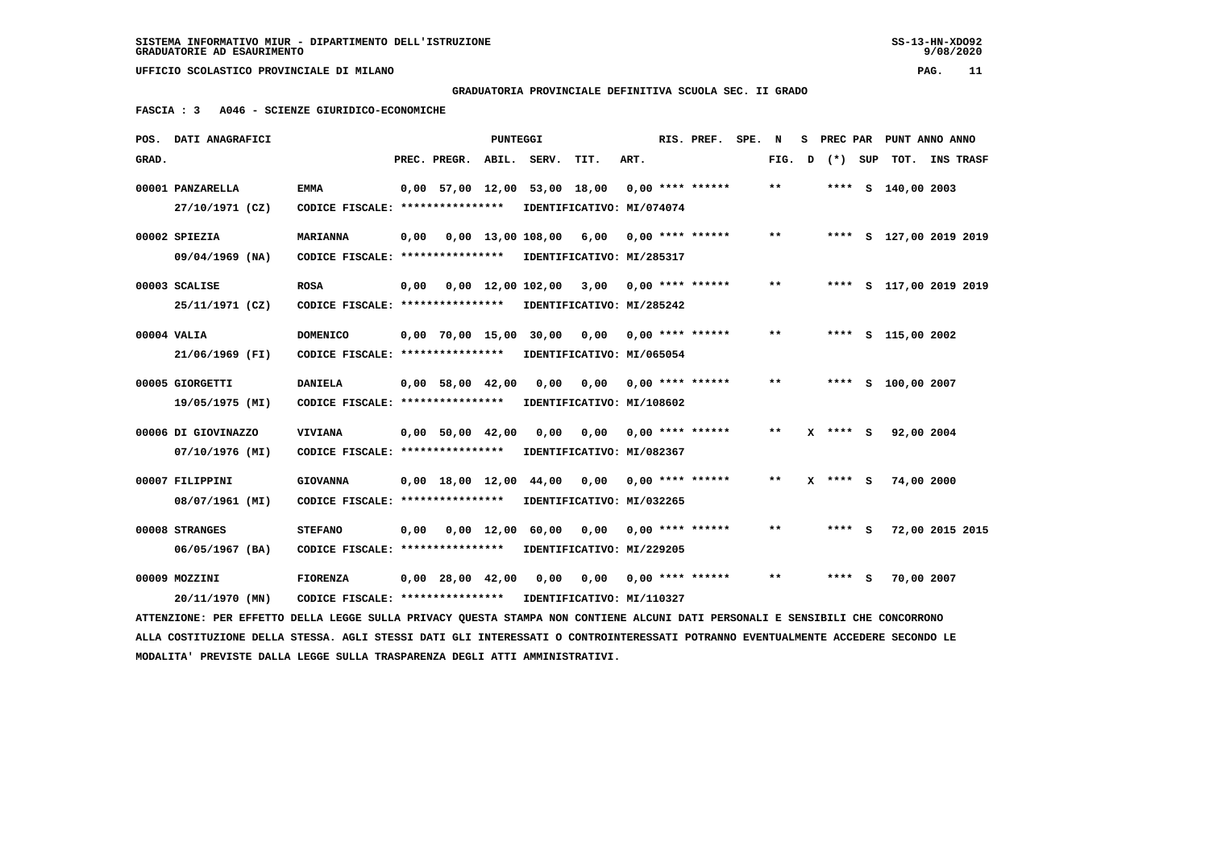GRADUATORIA PROVINCIALE DEFINITIVA SCUOLA SEC. II GRADO

FASCIA : 3 A046 - SCIENZE GIURIDICO-ECONOMICHE

| POS. GRAD. | DATI ANAGRAFICI | | PREC. | PREGR. | ABIL. | SERV. | TIT. | ART. | RIS. PREF. | SPE. | N FIG. | S D | PREC PAR (*) | SUP | PUNT ANNO ANNO TOT. | INS | TRASF |
|---|---|---|---|---|---|---|---|---|---|---|---|---|---|---|---|---|---|
| 00001 | PANZARELLA 27/10/1971 (CZ) | EMMA CODICE FISCALE: **************** IDENTIFICATIVO: MI/074074 | 0,00 | 57,00 | 12,00 | 53,00 | 18,00 | 0,00 | **** ****** | | ** | | **** | S | 140,00 | 2003 | |
| 00002 | SPIEZIA 09/04/1969 (NA) | MARIANNA CODICE FISCALE: **************** IDENTIFICATIVO: MI/285317 | 0,00 | 0,00 | 13,00 | 108,00 | 6,00 | 0,00 | **** ****** | | ** | | **** | S | 127,00 | 2019 | 2019 |
| 00003 | SCALISE 25/11/1971 (CZ) | ROSA CODICE FISCALE: **************** IDENTIFICATIVO: MI/285242 | 0,00 | 0,00 | 12,00 | 102,00 | 3,00 | 0,00 | **** ****** | | ** | | **** | S | 117,00 | 2019 | 2019 |
| 00004 | VALIA 21/06/1969 (FI) | DOMENICO CODICE FISCALE: **************** IDENTIFICATIVO: MI/065054 | 0,00 | 70,00 | 15,00 | 30,00 | 0,00 | 0,00 | **** ****** | | ** | | **** | S | 115,00 | 2002 | |
| 00005 | GIORGETTI 19/05/1975 (MI) | DANIELA CODICE FISCALE: **************** IDENTIFICATIVO: MI/108602 | 0,00 | 58,00 | 42,00 | 0,00 | 0,00 | 0,00 | **** ****** | | ** | | **** | S | 100,00 | 2007 | |
| 00006 | DI GIOVINAZZO 07/10/1976 (MI) | VIVIANA CODICE FISCALE: **************** IDENTIFICATIVO: MI/082367 | 0,00 | 50,00 | 42,00 | 0,00 | 0,00 | 0,00 | **** ****** | | ** | X | **** | S | 92,00 | 2004 | |
| 00007 | FILIPPINI 08/07/1961 (MI) | GIOVANNA CODICE FISCALE: **************** IDENTIFICATIVO: MI/032265 | 0,00 | 18,00 | 12,00 | 44,00 | 0,00 | 0,00 | **** ****** | | ** | X | **** | S | 74,00 | 2000 | |
| 00008 | STRANGES 06/05/1967 (BA) | STEFANO CODICE FISCALE: **************** IDENTIFICATIVO: MI/229205 | 0,00 | 0,00 | 12,00 | 60,00 | 0,00 | 0,00 | **** ****** | | ** | | **** | S | 72,00 | 2015 | 2015 |
| 00009 | MOZZINI 20/11/1970 (MN) | FIORENZA CODICE FISCALE: **************** IDENTIFICATIVO: MI/110327 | 0,00 | 28,00 | 42,00 | 0,00 | 0,00 | 0,00 | **** ****** | | ** | | **** | S | 70,00 | 2007 | |

ATTENZIONE: PER EFFETTO DELLA LEGGE SULLA PRIVACY QUESTA STAMPA NON CONTIENE ALCUNI DATI PERSONALI E SENSIBILI CHE CONCORRONO ALLA COSTITUZIONE DELLA STESSA. AGLI STESSI DATI GLI INTERESSATI O CONTROINTERESSATI POTRANNO EVENTUALMENTE ACCEDERE SECONDO LE MODALITA' PREVISTE DALLA LEGGE SULLA TRASPARENZA DEGLI ATTI AMMINISTRATIVI.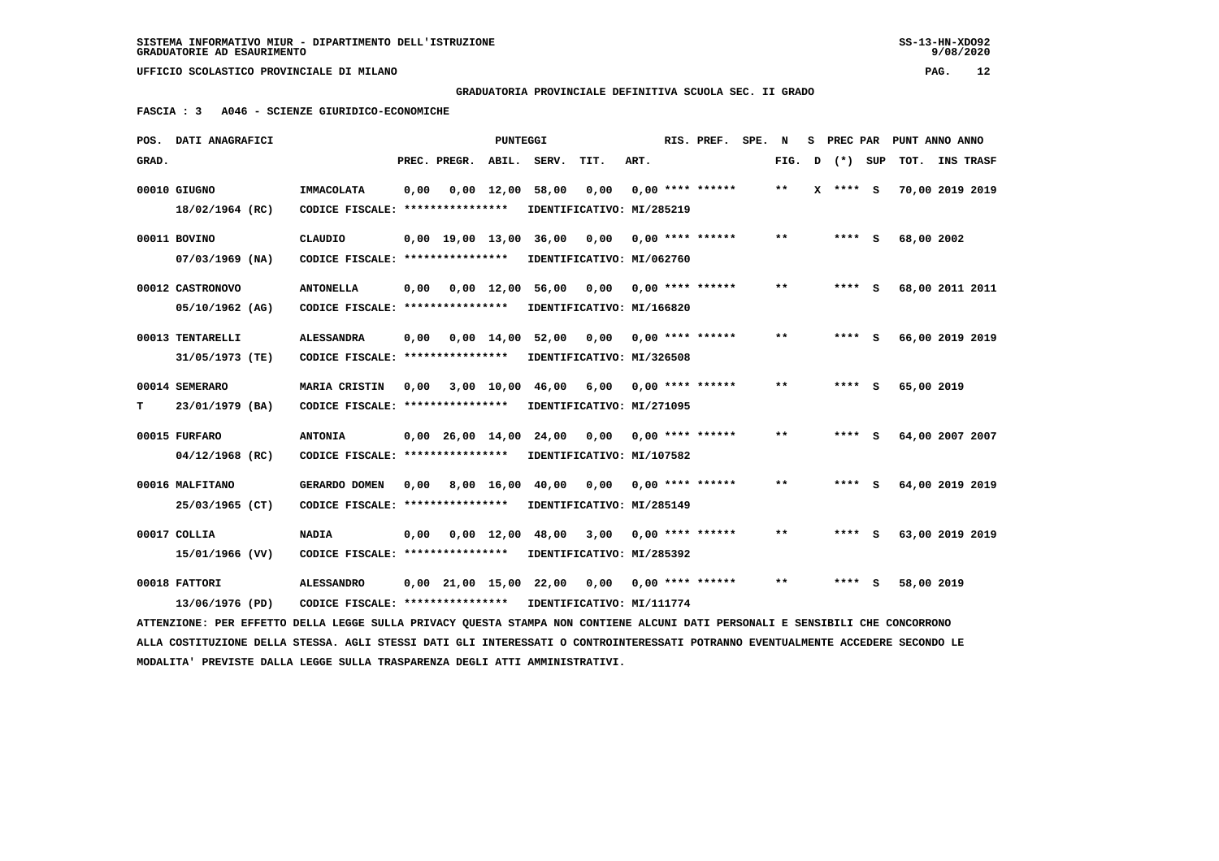SISTEMA INFORMATIVO MIUR - DIPARTIMENTO DELL'ISTRUZIONE
GRADUATORIE AD ESAURIMENTO

UFFICIO SCOLASTICO PROVINCIALE DI MILANO

**GRADUATORIA PROVINCIALE DEFINITIVA SCUOLA SEC. II GRADO**

**FASCIA : 3 A046 - SCIENZE GIURIDICO-ECONOMICHE**

| POS. GRAD. | DATI ANAGRAFICI | | PREC. | PREGR. | ABIL. | SERV. | TIT. | ART. | RIS. PREF. | SPE. | N FIG. | S D | PREC PAR (*) | SUP | PUNT ANNO TOT. | ANNO INS TRASF |
|---|---|---|---|---|---|---|---|---|---|---|---|---|---|---|---|---|
| 00010 | GIUGNO 18/02/1964 (RC) | IMMACOLATA CODICE FISCALE: **************** IDENTIFICATIVO: MI/285219 | 0,00 | 0,00 | 12,00 | 58,00 | 0,00 | 0,00 | **** ****** | | ** | X | **** | S | 70,00 | 2019 2019 |
| 00011 | BOVINO 07/03/1969 (NA) | CLAUDIO CODICE FISCALE: **************** IDENTIFICATIVO: MI/062760 | 0,00 | 19,00 | 13,00 | 36,00 | 0,00 | 0,00 | **** ****** | | ** | | **** | S | 68,00 | 2002 |
| 00012 | CASTRONOVO 05/10/1962 (AG) | ANTONELLA CODICE FISCALE: **************** IDENTIFICATIVO: MI/166820 | 0,00 | 0,00 | 12,00 | 56,00 | 0,00 | 0,00 | **** ****** | | ** | | **** | S | 68,00 | 2011 2011 |
| 00013 | TENTARELLI 31/05/1973 (TE) | ALESSANDRA CODICE FISCALE: **************** IDENTIFICATIVO: MI/326508 | 0,00 | 0,00 | 14,00 | 52,00 | 0,00 | 0,00 | **** ****** | | ** | | **** | S | 66,00 | 2019 2019 |
| 00014 T | SEMERARO 23/01/1979 (BA) | MARIA CRISTIN CODICE FISCALE: **************** IDENTIFICATIVO: MI/271095 | 0,00 | 3,00 | 10,00 | 46,00 | 6,00 | 0,00 | **** ****** | | ** | | **** | S | 65,00 | 2019 |
| 00015 | FURFARO 04/12/1968 (RC) | ANTONIA CODICE FISCALE: **************** IDENTIFICATIVO: MI/107582 | 0,00 | 26,00 | 14,00 | 24,00 | 0,00 | 0,00 | **** ****** | | ** | | **** | S | 64,00 | 2007 2007 |
| 00016 | MALFITANO 25/03/1965 (CT) | GERARDO DOMEN CODICE FISCALE: **************** IDENTIFICATIVO: MI/285149 | 0,00 | 8,00 | 16,00 | 40,00 | 0,00 | 0,00 | **** ****** | | ** | | **** | S | 64,00 | 2019 2019 |
| 00017 | COLLIA 15/01/1966 (VV) | NADIA CODICE FISCALE: **************** IDENTIFICATIVO: MI/285392 | 0,00 | 0,00 | 12,00 | 48,00 | 3,00 | 0,00 | **** ****** | | ** | | **** | S | 63,00 | 2019 2019 |
| 00018 | FATTORI 13/06/1976 (PD) | ALESSANDRO CODICE FISCALE: **************** IDENTIFICATIVO: MI/111774 | 0,00 | 21,00 | 15,00 | 22,00 | 0,00 | 0,00 | **** ****** | | ** | | **** | S | 58,00 | 2019 |

ATTENZIONE: PER EFFETTO DELLA LEGGE SULLA PRIVACY QUESTA STAMPA NON CONTIENE ALCUNI DATI PERSONALI E SENSIBILI CHE CONCORRONO ALLA COSTITUZIONE DELLA STESSA. AGLI STESSI DATI GLI INTERESSATI O CONTROINTERESSATI POTRANNO EVENTUALMENTE ACCEDERE SECONDO LE MODALITA' PREVISTE DALLA LEGGE SULLA TRASPARENZA DEGLI ATTI AMMINISTRATIVI.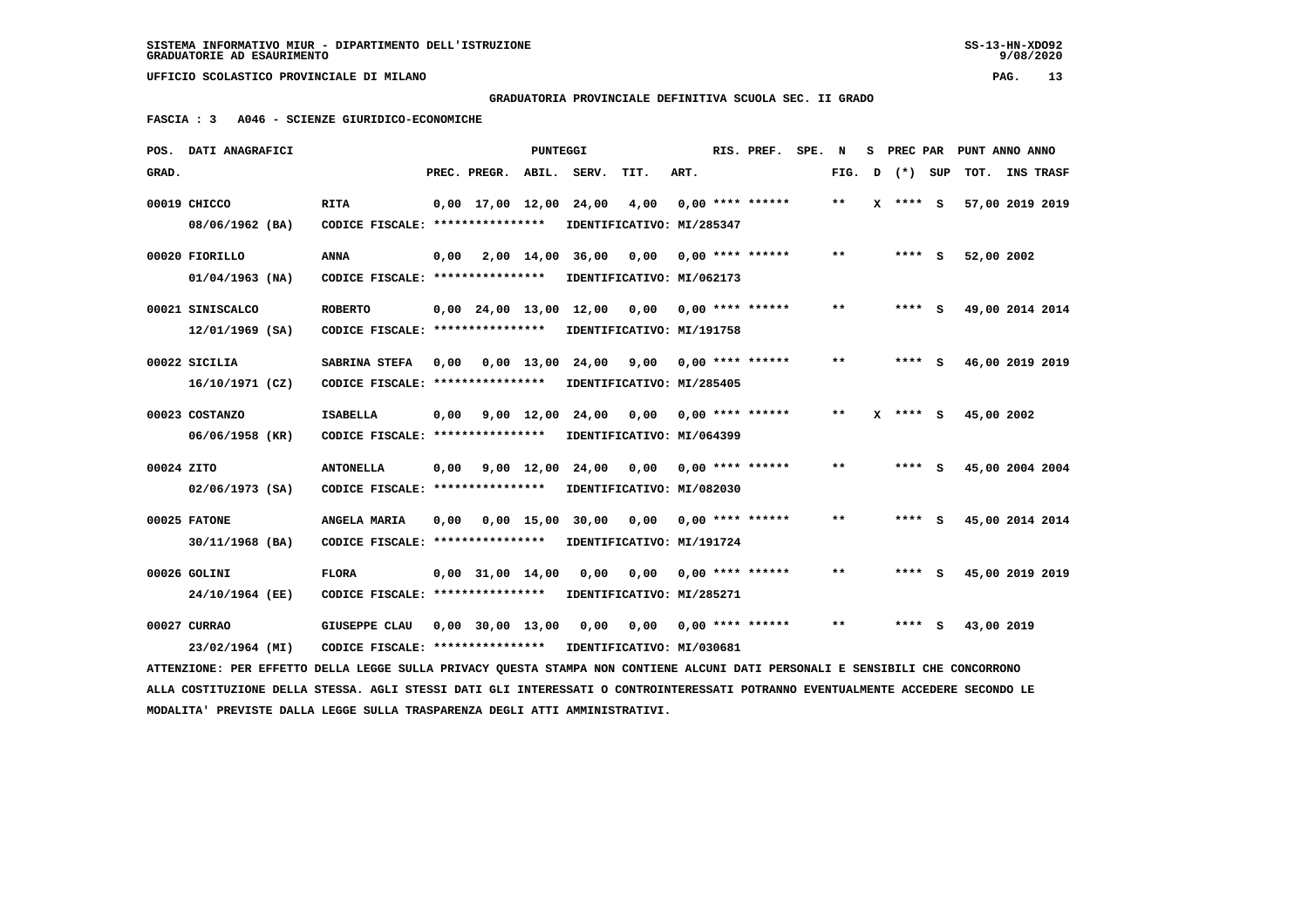SISTEMA INFORMATIVO MIUR - DIPARTIMENTO DELL'ISTRUZIONE
GRADUATORIE AD ESAURIMENTO

UFFICIO SCOLASTICO PROVINCIALE DI MILANO

**GRADUATORIA PROVINCIALE DEFINITIVA SCUOLA SEC. II GRADO**

**FASCIA : 3 A046 - SCIENZE GIURIDICO-ECONOMICHE**

| POS. GRAD. | DATI ANAGRAFICI | | PREC. | PREGR. | ABIL. | SERV. | TIT. | ART. | RIS. PREF. | SPE. N FIG. | S D | PREC PAR (*) | SUP | PUNT TOT. | ANNO INS | ANNO TRASF |
|---|---|---|---|---|---|---|---|---|---|---|---|---|---|---|---|---|
| 00019 | CHICCO 08/06/1962 (BA) | RITA CODICE FISCALE: **************** | 0,00 | 17,00 | 12,00 | 24,00 | 4,00 | 0,00 | **** ****** IDENTIFICATIVO: MI/285347 | ** | X | **** | S | 57,00 | 2019 | 2019 |
| 00020 | FIORILLO 01/04/1963 (NA) | ANNA CODICE FISCALE: **************** | 0,00 | 2,00 | 14,00 | 36,00 | 0,00 | 0,00 | **** ****** IDENTIFICATIVO: MI/062173 | ** | | **** | S | 52,00 | 2002 | |
| 00021 | SINISCALCO 12/01/1969 (SA) | ROBERTO CODICE FISCALE: **************** | 0,00 | 24,00 | 13,00 | 12,00 | 0,00 | 0,00 | **** ****** IDENTIFICATIVO: MI/191758 | ** | | **** | S | 49,00 | 2014 | 2014 |
| 00022 | SICILIA 16/10/1971 (CZ) | SABRINA STEFA CODICE FISCALE: **************** | 0,00 | 0,00 | 13,00 | 24,00 | 9,00 | 0,00 | **** ****** IDENTIFICATIVO: MI/285405 | ** | | **** | S | 46,00 | 2019 | 2019 |
| 00023 | COSTANZO 06/06/1958 (KR) | ISABELLA CODICE FISCALE: **************** | 0,00 | 9,00 | 12,00 | 24,00 | 0,00 | 0,00 | **** ****** IDENTIFICATIVO: MI/064399 | ** | X | **** | S | 45,00 | 2002 | |
| 00024 | ZITO 02/06/1973 (SA) | ANTONELLA CODICE FISCALE: **************** | 0,00 | 9,00 | 12,00 | 24,00 | 0,00 | 0,00 | **** ****** IDENTIFICATIVO: MI/082030 | ** | | **** | S | 45,00 | 2004 | 2004 |
| 00025 | FATONE 30/11/1968 (BA) | ANGELA MARIA CODICE FISCALE: **************** | 0,00 | 0,00 | 15,00 | 30,00 | 0,00 | 0,00 | **** ****** IDENTIFICATIVO: MI/191724 | ** | | **** | S | 45,00 | 2014 | 2014 |
| 00026 | GOLINI 24/10/1964 (EE) | FLORA CODICE FISCALE: **************** | 0,00 | 31,00 | 14,00 | 0,00 | 0,00 | 0,00 | **** ****** IDENTIFICATIVO: MI/285271 | ** | | **** | S | 45,00 | 2019 | 2019 |
| 00027 | CURRAO 23/02/1964 (MI) | GIUSEPPE CLAU CODICE FISCALE: **************** | 0,00 | 30,00 | 13,00 | 0,00 | 0,00 | 0,00 | **** ****** IDENTIFICATIVO: MI/030681 | ** | | **** | S | 43,00 | 2019 | |

ATTENZIONE: PER EFFETTO DELLA LEGGE SULLA PRIVACY QUESTA STAMPA NON CONTIENE ALCUNI DATI PERSONALI E SENSIBILI CHE CONCORRONO ALLA COSTITUZIONE DELLA STESSA. AGLI STESSI DATI GLI INTERESSATI O CONTROINTERESSATI POTRANNO EVENTUALMENTE ACCEDERE SECONDO LE MODALITA' PREVISTE DALLA LEGGE SULLA TRASPARENZA DEGLI ATTI AMMINISTRATIVI.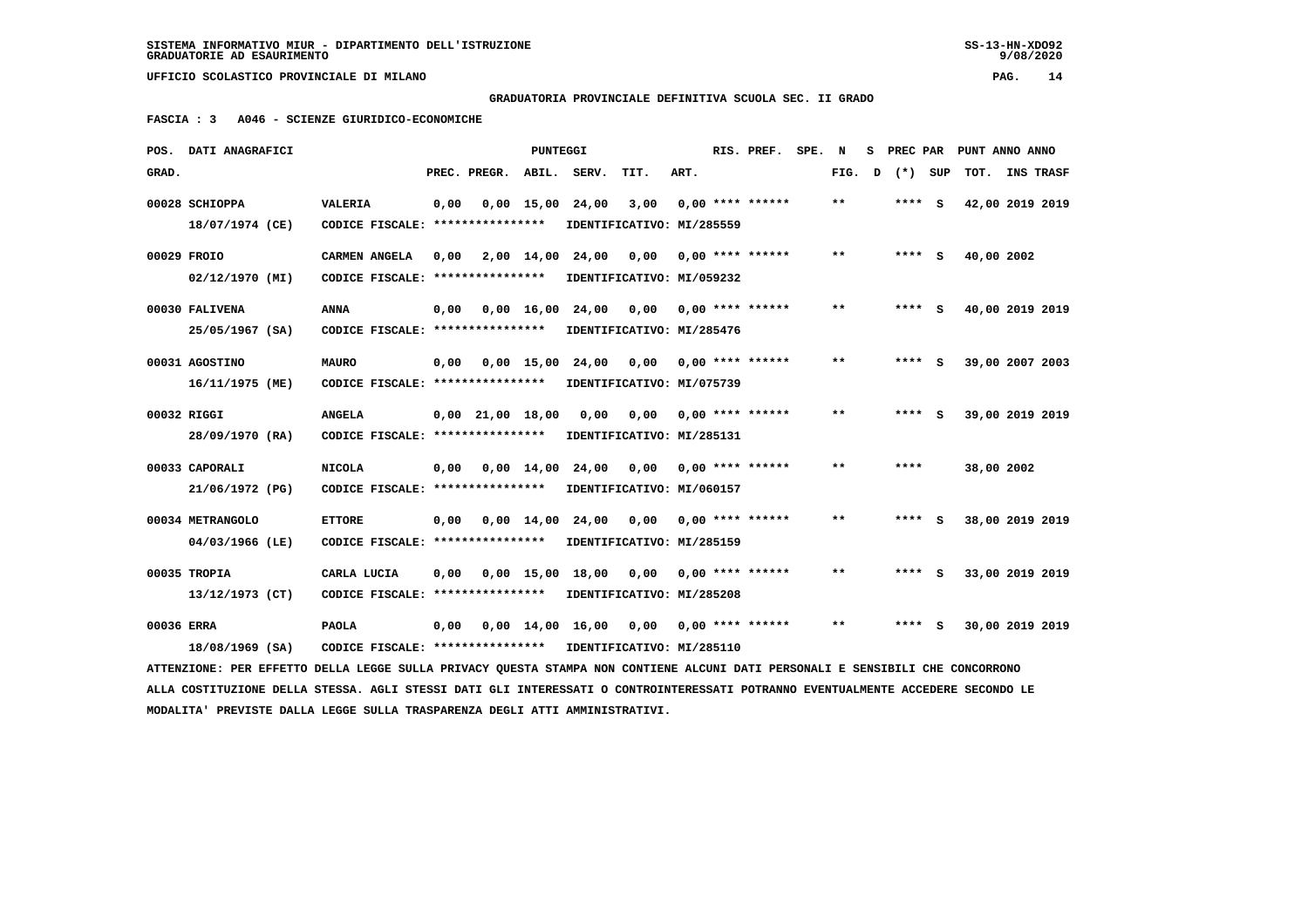SISTEMA INFORMATIVO MIUR - DIPARTIMENTO DELL'ISTRUZIONE
GRADUATORIE AD ESAURIMENTO

UFFICIO SCOLASTICO PROVINCIALE DI MILANO

GRADUATORIA PROVINCIALE DEFINITIVA SCUOLA SEC. II GRADO

FASCIA : 3   A046 - SCIENZE GIURIDICO-ECONOMICHE

| POS. GRAD. | DATI ANAGRAFICI | | PREC. | PREGR. | ABIL. | SERV. | TIT. | ART. | RIS. PREF. | SPE. | N FIG. | S D | PREC PAR (*) | SUP | PUNT ANNO ANNO TOT. | INS TRASF |
|---|---|---|---|---|---|---|---|---|---|---|---|---|---|---|---|---|
| 00028 | SCHIOPPA 18/07/1974 (CE) | VALERIA CODICE FISCALE: **************** IDENTIFICATIVO: MI/285559 | 0,00 | 0,00 | 15,00 | 24,00 | 3,00 | 0,00 | **** ****** | | ** | | **** | S | 42,00 | 2019 2019 |
| 00029 | FROIO 02/12/1970 (MI) | CARMEN ANGELA CODICE FISCALE: **************** IDENTIFICATIVO: MI/059232 | 0,00 | 2,00 | 14,00 | 24,00 | 0,00 | 0,00 | **** ****** | | ** | | **** | S | 40,00 | 2002 |
| 00030 | FALIVENA 25/05/1967 (SA) | ANNA CODICE FISCALE: **************** IDENTIFICATIVO: MI/285476 | 0,00 | 0,00 | 16,00 | 24,00 | 0,00 | 0,00 | **** ****** | | ** | | **** | S | 40,00 | 2019 2019 |
| 00031 | AGOSTINO 16/11/1975 (ME) | MAURO CODICE FISCALE: **************** IDENTIFICATIVO: MI/075739 | 0,00 | 0,00 | 15,00 | 24,00 | 0,00 | 0,00 | **** ****** | | ** | | **** | S | 39,00 | 2007 2003 |
| 00032 | RIGGI 28/09/1970 (RA) | ANGELA CODICE FISCALE: **************** IDENTIFICATIVO: MI/285131 | 0,00 | 21,00 | 18,00 | 0,00 | 0,00 | 0,00 | **** ****** | | ** | | **** | S | 39,00 | 2019 2019 |
| 00033 | CAPORALI 21/06/1972 (PG) | NICOLA CODICE FISCALE: **************** IDENTIFICATIVO: MI/060157 | 0,00 | 0,00 | 14,00 | 24,00 | 0,00 | 0,00 | **** ****** | | ** | | **** | | 38,00 | 2002 |
| 00034 | METRANGOLO 04/03/1966 (LE) | ETTORE CODICE FISCALE: **************** IDENTIFICATIVO: MI/285159 | 0,00 | 0,00 | 14,00 | 24,00 | 0,00 | 0,00 | **** ****** | | ** | | **** | S | 38,00 | 2019 2019 |
| 00035 | TROPIA 13/12/1973 (CT) | CARLA LUCIA CODICE FISCALE: **************** IDENTIFICATIVO: MI/285208 | 0,00 | 0,00 | 15,00 | 18,00 | 0,00 | 0,00 | **** ****** | | ** | | **** | S | 33,00 | 2019 2019 |
| 00036 | ERRA 18/08/1969 (SA) | PAOLA CODICE FISCALE: **************** IDENTIFICATIVO: MI/285110 | 0,00 | 0,00 | 14,00 | 16,00 | 0,00 | 0,00 | **** ****** | | ** | | **** | S | 30,00 | 2019 2019 |

ATTENZIONE: PER EFFETTO DELLA LEGGE SULLA PRIVACY QUESTA STAMPA NON CONTIENE ALCUNI DATI PERSONALI E SENSIBILI CHE CONCORRONO ALLA COSTITUZIONE DELLA STESSA. AGLI STESSI DATI GLI INTERESSATI O CONTROINTERESSATI POTRANNO EVENTUALMENTE ACCEDERE SECONDO LE MODALITA' PREVISTE DALLA LEGGE SULLA TRASPARENZA DEGLI ATTI AMMINISTRATIVI.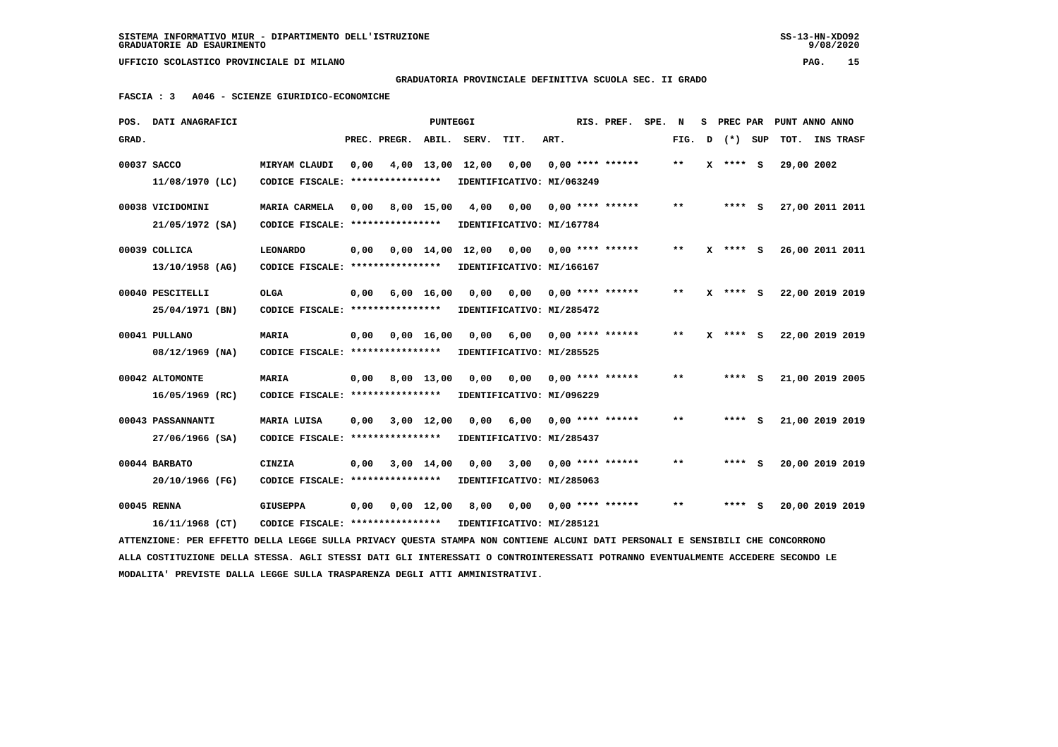SISTEMA INFORMATIVO MIUR - DIPARTIMENTO DELL'ISTRUZIONE
GRADUATORIE AD ESAURIMENTO

UFFICIO SCOLASTICO PROVINCIALE DI MILANO

**GRADUATORIA PROVINCIALE DEFINITIVA SCUOLA SEC. II GRADO**

**FASCIA : 3 A046 - SCIENZE GIURIDICO-ECONOMICHE**

| POS. GRAD. | DATI ANAGRAFICI | | PREC. | PREGR. | ABIL. | SERV. | TIT. | ART. | RIS. PREF. | SPE. | N FIG. | S D | PREC PAR (*) | SUP | PUNT TOT. | ANNO INS | ANNO TRASF |
|---|---|---|---|---|---|---|---|---|---|---|---|---|---|---|---|---|---|
| 00037 | SACCO 11/08/1970 (LC) | MIRYAM CLAUDI CODICE FISCALE: **************** IDENTIFICATIVO: MI/063249 | 0,00 | 4,00 | 13,00 | 12,00 | 0,00 | 0,00 | **** ****** | | ** | X | **** | S | 29,00 | 2002 | |
| 00038 | VICIDOMINI 21/05/1972 (SA) | MARIA CARMELA CODICE FISCALE: **************** IDENTIFICATIVO: MI/167784 | 0,00 | 8,00 | 15,00 | 4,00 | 0,00 | 0,00 | **** ****** | | ** | | **** | S | 27,00 | 2011 | 2011 |
| 00039 | COLLICA 13/10/1958 (AG) | LEONARDO CODICE FISCALE: **************** IDENTIFICATIVO: MI/166167 | 0,00 | 0,00 | 14,00 | 12,00 | 0,00 | 0,00 | **** ****** | | ** | X | **** | S | 26,00 | 2011 | 2011 |
| 00040 | PESCITELLI 25/04/1971 (BN) | OLGA CODICE FISCALE: **************** IDENTIFICATIVO: MI/285472 | 0,00 | 6,00 | 16,00 | 0,00 | 0,00 | 0,00 | **** ****** | | ** | X | **** | S | 22,00 | 2019 | 2019 |
| 00041 | PULLANO 08/12/1969 (NA) | MARIA CODICE FISCALE: **************** IDENTIFICATIVO: MI/285525 | 0,00 | 0,00 | 16,00 | 0,00 | 6,00 | 0,00 | **** ****** | | ** | X | **** | S | 22,00 | 2019 | 2019 |
| 00042 | ALTOMONTE 16/05/1969 (RC) | MARIA CODICE FISCALE: **************** IDENTIFICATIVO: MI/096229 | 0,00 | 8,00 | 13,00 | 0,00 | 0,00 | 0,00 | **** ****** | | ** | | **** | S | 21,00 | 2019 | 2005 |
| 00043 | PASSANNANTI 27/06/1966 (SA) | MARIA LUISA CODICE FISCALE: **************** IDENTIFICATIVO: MI/285437 | 0,00 | 3,00 | 12,00 | 0,00 | 6,00 | 0,00 | **** ****** | | ** | | **** | S | 21,00 | 2019 | 2019 |
| 00044 | BARBATO 20/10/1966 (FG) | CINZIA CODICE FISCALE: **************** IDENTIFICATIVO: MI/285063 | 0,00 | 3,00 | 14,00 | 0,00 | 3,00 | 0,00 | **** ****** | | ** | | **** | S | 20,00 | 2019 | 2019 |
| 00045 | RENNA 16/11/1968 (CT) | GIUSEPPA CODICE FISCALE: **************** IDENTIFICATIVO: MI/285121 | 0,00 | 0,00 | 12,00 | 8,00 | 0,00 | 0,00 | **** ****** | | ** | | **** | S | 20,00 | 2019 | 2019 |

ATTENZIONE: PER EFFETTO DELLA LEGGE SULLA PRIVACY QUESTA STAMPA NON CONTIENE ALCUNI DATI PERSONALI E SENSIBILI CHE CONCORRONO ALLA COSTITUZIONE DELLA STESSA. AGLI STESSI DATI GLI INTERESSATI O CONTROINTERESSATI POTRANNO EVENTUALMENTE ACCEDERE SECONDO LE MODALITA' PREVISTE DALLA LEGGE SULLA TRASPARENZA DEGLI ATTI AMMINISTRATIVI.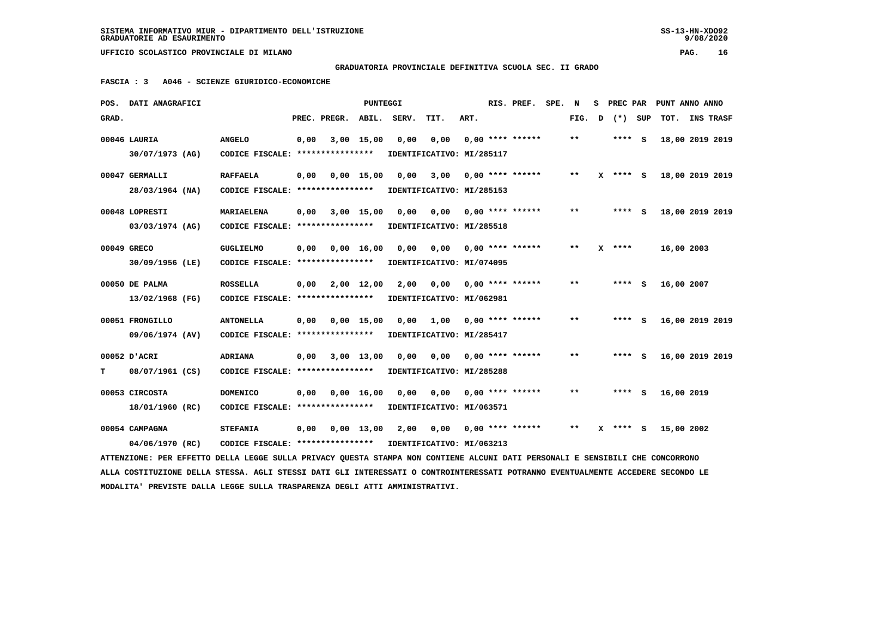SISTEMA INFORMATIVO MIUR - DIPARTIMENTO DELL'ISTRUZIONE
GRADUATORIE AD ESAURIMENTO

UFFICIO SCOLASTICO PROVINCIALE DI MILANO

**GRADUATORIA PROVINCIALE DEFINITIVA SCUOLA SEC. II GRADO**

**FASCIA : 3 A046 - SCIENZE GIURIDICO-ECONOMICHE**

| POS. GRAD. | DATI ANAGRAFICI | | PREC. | PREGR. | ABIL. | SERV. | TIT. | ART. | RIS. PREF. | SPE. | N FIG. | S D | PREC PAR (*) | SUP | PUNT ANNO TOT. | ANNO INS TRASF |
|---|---|---|---|---|---|---|---|---|---|---|---|---|---|---|---|---|
| 00046 | LAURIA 30/07/1973 (AG) | ANGELO CODICE FISCALE: **************** | 0,00 | 3,00 | 15,00 | 0,00 | 0,00 | 0,00 **** ****** IDENTIFICATIVO: MI/285117 | | | ** | | **** | S | 18,00 | 2019 2019 |
| 00047 | GERMALLI 28/03/1964 (NA) | RAFFAELA CODICE FISCALE: **************** | 0,00 | 0,00 | 15,00 | 0,00 | 3,00 | 0,00 **** ****** IDENTIFICATIVO: MI/285153 | | | ** | X | **** | S | 18,00 | 2019 2019 |
| 00048 | LOPRESTI 03/03/1974 (AG) | MARIAELENA CODICE FISCALE: **************** | 0,00 | 3,00 | 15,00 | 0,00 | 0,00 | 0,00 **** ****** IDENTIFICATIVO: MI/285518 | | | ** | | **** | S | 18,00 | 2019 2019 |
| 00049 | GRECO 30/09/1956 (LE) | GUGLIELMO CODICE FISCALE: **************** | 0,00 | 0,00 | 16,00 | 0,00 | 0,00 | 0,00 **** ****** IDENTIFICATIVO: MI/074095 | | | ** | X | **** | | 16,00 | 2003 |
| 00050 | DE PALMA 13/02/1968 (FG) | ROSSELLA CODICE FISCALE: **************** | 0,00 | 2,00 | 12,00 | 2,00 | 0,00 | 0,00 **** ****** IDENTIFICATIVO: MI/062981 | | | ** | | **** | S | 16,00 | 2007 |
| 00051 | FRONGILLO 09/06/1974 (AV) | ANTONELLA CODICE FISCALE: **************** | 0,00 | 0,00 | 15,00 | 0,00 | 1,00 | 0,00 **** ****** IDENTIFICATIVO: MI/285417 | | | ** | | **** | S | 16,00 | 2019 2019 |
| 00052 T | D'ACRI 08/07/1961 (CS) | ADRIANA CODICE FISCALE: **************** | 0,00 | 3,00 | 13,00 | 0,00 | 0,00 | 0,00 **** ****** IDENTIFICATIVO: MI/285288 | | | ** | | **** | S | 16,00 | 2019 2019 |
| 00053 | CIRCOSTA 18/01/1960 (RC) | DOMENICO CODICE FISCALE: **************** | 0,00 | 0,00 | 16,00 | 0,00 | 0,00 | 0,00 **** ****** IDENTIFICATIVO: MI/063571 | | | ** | | **** | S | 16,00 | 2019 |
| 00054 | CAMPAGNA 04/06/1970 (RC) | STEFANIA CODICE FISCALE: **************** | 0,00 | 0,00 | 13,00 | 2,00 | 0,00 | 0,00 **** ****** IDENTIFICATIVO: MI/063213 | | | ** | X | **** | S | 15,00 | 2002 |

ATTENZIONE: PER EFFETTO DELLA LEGGE SULLA PRIVACY QUESTA STAMPA NON CONTIENE ALCUNI DATI PERSONALI E SENSIBILI CHE CONCORRONO ALLA COSTITUZIONE DELLA STESSA. AGLI STESSI DATI GLI INTERESSATI O CONTROINTERESSATI POTRANNO EVENTUALMENTE ACCEDERE SECONDO LE MODALITA' PREVISTE DALLA LEGGE SULLA TRASPARENZA DEGLI ATTI AMMINISTRATIVI.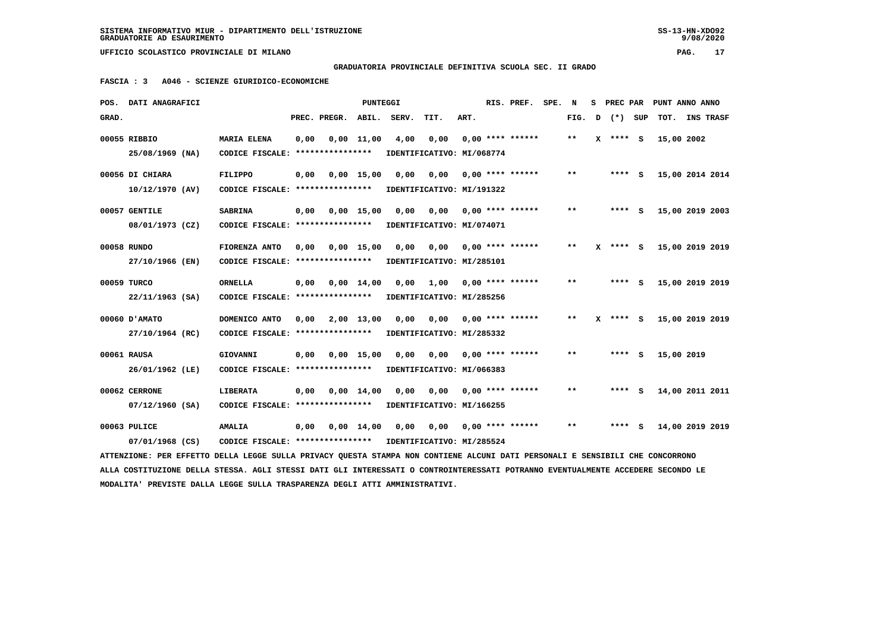GRADUATORIA PROVINCIALE DEFINITIVA SCUOLA SEC. II GRADO

FASCIA : 3 A046 - SCIENZE GIURIDICO-ECONOMICHE

| POS. GRAD. | DATI ANAGRAFICI | | PUNTEGGI PREC. | PREGR. | ABIL. | SERV. | TIT. | ART. | RIS. PREF. | SPE. | N FIG. | S D | PREC PAR (*) | SUP | PUNT ANNO ANNO TOT. | INS TRASF |
|---|---|---|---|---|---|---|---|---|---|---|---|---|---|---|---|---|
| 00055 | RIBBIO 25/08/1969 (NA) | MARIA ELENA CODICE FISCALE: **************** IDENTIFICATIVO: MI/068774 | 0,00 | 0,00 | 11,00 | 4,00 | 0,00 | 0,00 | **** ****** | | ** | X | **** | S | 15,00 2002 | |
| 00056 | DI CHIARA 10/12/1970 (AV) | FILIPPO CODICE FISCALE: **************** IDENTIFICATIVO: MI/191322 | 0,00 | 0,00 | 15,00 | 0,00 | 0,00 | 0,00 | **** ****** | | ** | | **** | S | 15,00 2014 | 2014 |
| 00057 | GENTILE 08/01/1973 (CZ) | SABRINA CODICE FISCALE: **************** IDENTIFICATIVO: MI/074071 | 0,00 | 0,00 | 15,00 | 0,00 | 0,00 | 0,00 | **** ****** | | ** | | **** | S | 15,00 2019 | 2003 |
| 00058 | RUNDO 27/10/1966 (EN) | FIORENZA ANTO CODICE FISCALE: **************** IDENTIFICATIVO: MI/285101 | 0,00 | 0,00 | 15,00 | 0,00 | 0,00 | 0,00 | **** ****** | | ** | X | **** | S | 15,00 2019 | 2019 |
| 00059 | TURCO 22/11/1963 (SA) | ORNELLA CODICE FISCALE: **************** IDENTIFICATIVO: MI/285256 | 0,00 | 0,00 | 14,00 | 0,00 | 1,00 | 0,00 | **** ****** | | ** | | **** | S | 15,00 2019 | 2019 |
| 00060 | D'AMATO 27/10/1964 (RC) | DOMENICO ANTO CODICE FISCALE: **************** IDENTIFICATIVO: MI/285332 | 0,00 | 2,00 | 13,00 | 0,00 | 0,00 | 0,00 | **** ****** | | ** | X | **** | S | 15,00 2019 | 2019 |
| 00061 | RAUSA 26/01/1962 (LE) | GIOVANNI CODICE FISCALE: **************** IDENTIFICATIVO: MI/066383 | 0,00 | 0,00 | 15,00 | 0,00 | 0,00 | 0,00 | **** ****** | | ** | | **** | S | 15,00 2019 | |
| 00062 | CERRONE 07/12/1960 (SA) | LIBERATA CODICE FISCALE: **************** IDENTIFICATIVO: MI/166255 | 0,00 | 0,00 | 14,00 | 0,00 | 0,00 | 0,00 | **** ****** | | ** | | **** | S | 14,00 2011 | 2011 |
| 00063 | PULICE 07/01/1968 (CS) | AMALIA CODICE FISCALE: **************** IDENTIFICATIVO: MI/285524 | 0,00 | 0,00 | 14,00 | 0,00 | 0,00 | 0,00 | **** ****** | | ** | | **** | S | 14,00 2019 | 2019 |

ATTENZIONE: PER EFFETTO DELLA LEGGE SULLA PRIVACY QUESTA STAMPA NON CONTIENE ALCUNI DATI PERSONALI E SENSIBILI CHE CONCORRONO ALLA COSTITUZIONE DELLA STESSA. AGLI STESSI DATI GLI INTERESSATI O CONTROINTERESSATI POTRANNO EVENTUALMENTE ACCEDERE SECONDO LE MODALITA' PREVISTE DALLA LEGGE SULLA TRASPARENZA DEGLI ATTI AMMINISTRATIVI.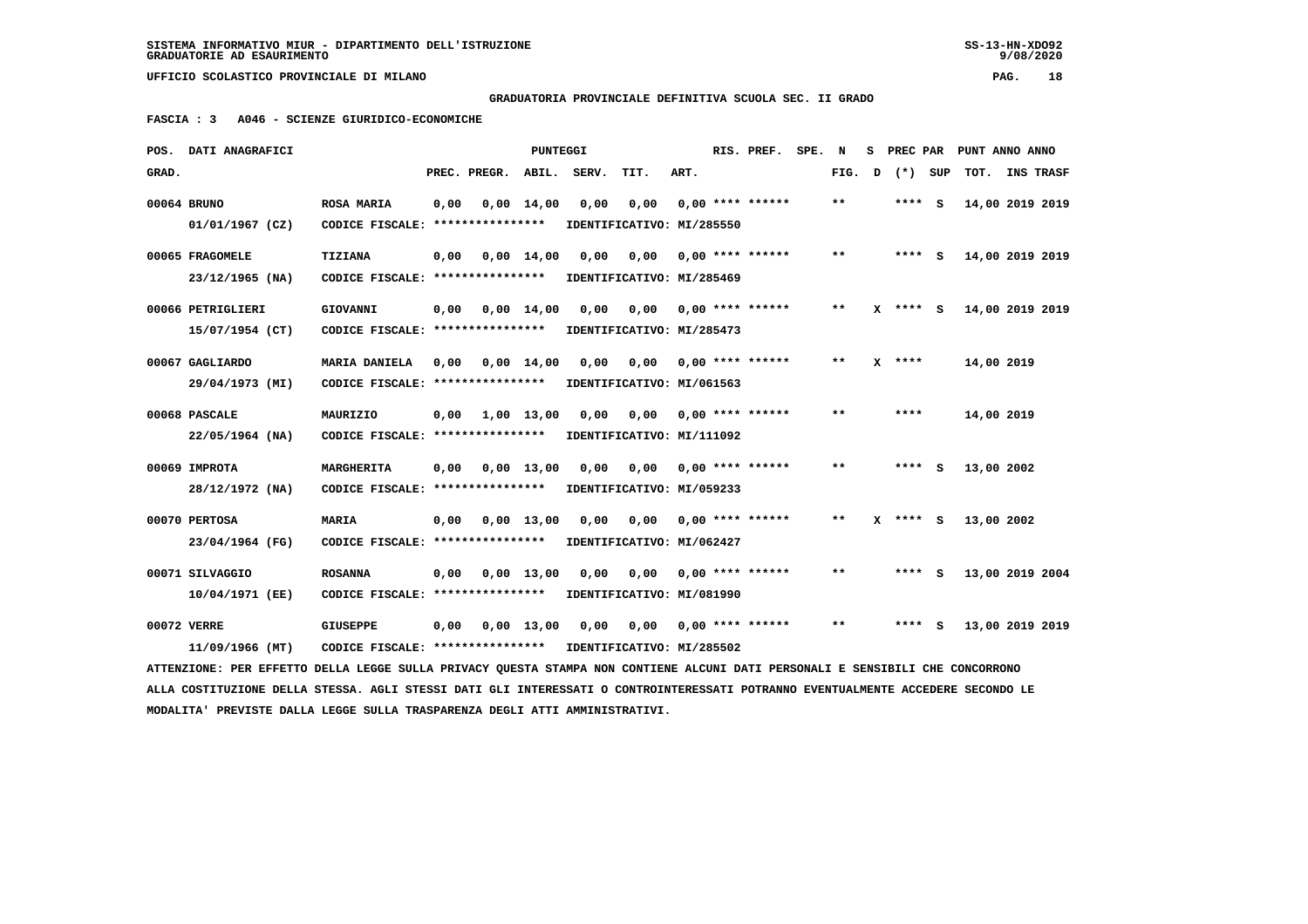SISTEMA INFORMATIVO MIUR - DIPARTIMENTO DELL'ISTRUZIONE
GRADUATORIE AD ESAURIMENTO

UFFICIO SCOLASTICO PROVINCIALE DI MILANO

GRADUATORIA PROVINCIALE DEFINITIVA SCUOLA SEC. II GRADO

FASCIA : 3 A046 - SCIENZE GIURIDICO-ECONOMICHE

| POS. GRAD. | DATI ANAGRAFICI | | PREC. | PREGR. | ABIL. | SERV. | TIT. | ART. | RIS. PREF. | SPE. N FIG. | D | PREC PAR (*) | SUP | PUNT TOT. | ANNO INS | TRASF |
|---|---|---|---|---|---|---|---|---|---|---|---|---|---|---|---|---|
| 00064 | BRUNO 01/01/1967 (CZ) | ROSA MARIA CODICE FISCALE: **************** IDENTIFICATIVO: MI/285550 | 0,00 | 0,00 | 14,00 | 0,00 | 0,00 | 0,00 | **** ****** | ** | | **** | S | 14,00 | 2019 | 2019 |
| 00065 | FRAGOMELE 23/12/1965 (NA) | TIZIANA CODICE FISCALE: **************** IDENTIFICATIVO: MI/285469 | 0,00 | 0,00 | 14,00 | 0,00 | 0,00 | 0,00 | **** ****** | ** | | **** | S | 14,00 | 2019 | 2019 |
| 00066 | PETRIGLIERI 15/07/1954 (CT) | GIOVANNI CODICE FISCALE: **************** IDENTIFICATIVO: MI/285473 | 0,00 | 0,00 | 14,00 | 0,00 | 0,00 | 0,00 | **** ****** | ** | X | **** | S | 14,00 | 2019 | 2019 |
| 00067 | GAGLIARDO 29/04/1973 (MI) | MARIA DANIELA CODICE FISCALE: **************** IDENTIFICATIVO: MI/061563 | 0,00 | 0,00 | 14,00 | 0,00 | 0,00 | 0,00 | **** ****** | ** | X | **** | | 14,00 | 2019 | |
| 00068 | PASCALE 22/05/1964 (NA) | MAURIZIO CODICE FISCALE: **************** IDENTIFICATIVO: MI/111092 | 0,00 | 1,00 | 13,00 | 0,00 | 0,00 | 0,00 | **** ****** | ** | | **** | | 14,00 | 2019 | |
| 00069 | IMPROTA 28/12/1972 (NA) | MARGHERITA CODICE FISCALE: **************** IDENTIFICATIVO: MI/059233 | 0,00 | 0,00 | 13,00 | 0,00 | 0,00 | 0,00 | **** ****** | ** | | **** | S | 13,00 | 2002 | |
| 00070 | PERTOSA 23/04/1964 (FG) | MARIA CODICE FISCALE: **************** IDENTIFICATIVO: MI/062427 | 0,00 | 0,00 | 13,00 | 0,00 | 0,00 | 0,00 | **** ****** | ** | X | **** | S | 13,00 | 2002 | |
| 00071 | SILVAGGIO 10/04/1971 (EE) | ROSANNA CODICE FISCALE: **************** IDENTIFICATIVO: MI/081990 | 0,00 | 0,00 | 13,00 | 0,00 | 0,00 | 0,00 | **** ****** | ** | | **** | S | 13,00 | 2019 | 2004 |
| 00072 | VERRE 11/09/1966 (MT) | GIUSEPPE CODICE FISCALE: **************** IDENTIFICATIVO: MI/285502 | 0,00 | 0,00 | 13,00 | 0,00 | 0,00 | 0,00 | **** ****** | ** | | **** | S | 13,00 | 2019 | 2019 |

ATTENZIONE: PER EFFETTO DELLA LEGGE SULLA PRIVACY QUESTA STAMPA NON CONTIENE ALCUNI DATI PERSONALI E SENSIBILI CHE CONCORRONO ALLA COSTITUZIONE DELLA STESSA. AGLI STESSI DATI GLI INTERESSATI O CONTROINTERESSATI POTRANNO EVENTUALMENTE ACCEDERE SECONDO LE MODALITA' PREVISTE DALLA LEGGE SULLA TRASPARENZA DEGLI ATTI AMMINISTRATIVI.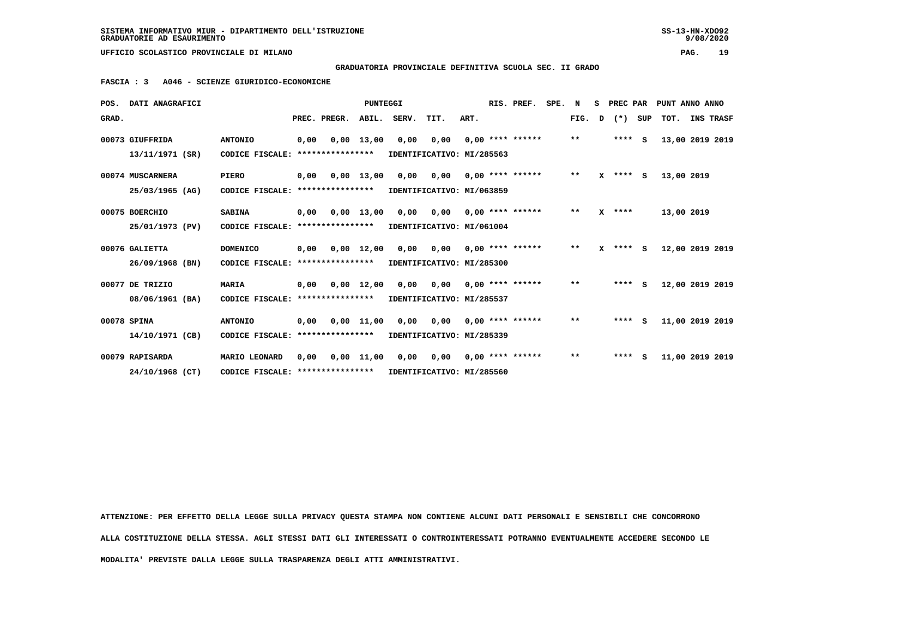SISTEMA INFORMATIVO MIUR - DIPARTIMENTO DELL'ISTRUZIONE
GRADUATORIE AD ESAURIMENTO

UFFICIO SCOLASTICO PROVINCIALE DI MILANO

**GRADUATORIA PROVINCIALE DEFINITIVA SCUOLA SEC. II GRADO**

**FASCIA : 3 A046 - SCIENZE GIURIDICO-ECONOMICHE**

| POS. GRAD. | DATI ANAGRAFICI | | PREC. | PREGR. | ABIL. | SERV. | TIT. | ART. | RIS. PREF. | SPE. N FIG. | S D | PREC PAR (*) | SUP | PUNT TOT. | ANNO INS | ANNO TRASF |
|---|---|---|---|---|---|---|---|---|---|---|---|---|---|---|---|---|
| 00073 | GIUFFRIDA 13/11/1971 (SR) | ANTONIO CODICE FISCALE: **************** IDENTIFICATIVO: MI/285563 | 0,00 | 0,00 | 13,00 | 0,00 | 0,00 | 0,00 | **** ****** | ** | | **** | S | 13,00 | 2019 | 2019 |
| 00074 | MUSCARNERA 25/03/1965 (AG) | PIERO CODICE FISCALE: **************** IDENTIFICATIVO: MI/063859 | 0,00 | 0,00 | 13,00 | 0,00 | 0,00 | 0,00 | **** ****** | ** | X | **** | S | 13,00 | 2019 | |
| 00075 | BOERCHIO 25/01/1973 (PV) | SABINA CODICE FISCALE: **************** IDENTIFICATIVO: MI/061004 | 0,00 | 0,00 | 13,00 | 0,00 | 0,00 | 0,00 | **** ****** | ** | X | **** | | 13,00 | 2019 | |
| 00076 | GALIETTA 26/09/1968 (BN) | DOMENICO CODICE FISCALE: **************** IDENTIFICATIVO: MI/285300 | 0,00 | 0,00 | 12,00 | 0,00 | 0,00 | 0,00 | **** ****** | ** | X | **** | S | 12,00 | 2019 | 2019 |
| 00077 | DE TRIZIO 08/06/1961 (BA) | MARIA CODICE FISCALE: **************** IDENTIFICATIVO: MI/285537 | 0,00 | 0,00 | 12,00 | 0,00 | 0,00 | 0,00 | **** ****** | ** | | **** | S | 12,00 | 2019 | 2019 |
| 00078 | SPINA 14/10/1971 (CB) | ANTONIO CODICE FISCALE: **************** IDENTIFICATIVO: MI/285339 | 0,00 | 0,00 | 11,00 | 0,00 | 0,00 | 0,00 | **** ****** | ** | | **** | S | 11,00 | 2019 | 2019 |
| 00079 | RAPISARDA 24/10/1968 (CT) | MARIO LEONARD CODICE FISCALE: **************** IDENTIFICATIVO: MI/285560 | 0,00 | 0,00 | 11,00 | 0,00 | 0,00 | 0,00 | **** ****** | ** | | **** | S | 11,00 | 2019 | 2019 |

ATTENZIONE: PER EFFETTO DELLA LEGGE SULLA PRIVACY QUESTA STAMPA NON CONTIENE ALCUNI DATI PERSONALI E SENSIBILI CHE CONCORRONO ALLA COSTITUZIONE DELLA STESSA. AGLI STESSI DATI GLI INTERESSATI O CONTROINTERESSATI POTRANNO EVENTUALMENTE ACCEDERE SECONDO LE MODALITA' PREVISTE DALLA LEGGE SULLA TRASPARENZA DEGLI ATTI AMMINISTRATIVI.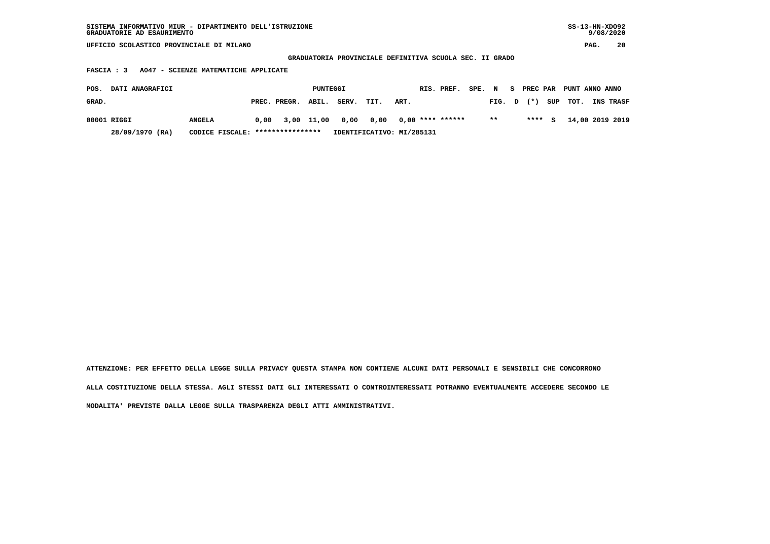SISTEMA INFORMATIVO MIUR - DIPARTIMENTO DELL'ISTRUZIONE
GRADUATORIE AD ESAURIMENTO

UFFICIO SCOLASTICO PROVINCIALE DI MILANO

**GRADUATORIA PROVINCIALE DEFINITIVA SCUOLA SEC. II GRADO**

**FASCIA : 3   A047 - SCIENZE MATEMATICHE APPLICATE**

| POS. GRAD. | DATI ANAGRAFICI | | PUNTEGGI PREC. | PREGR. | ABIL. | SERV. | TIT. | ART. | RIS. | PREF. | SPE. FIG. | N D | S (*) | PREC PAR SUP | PUNT TOT. | ANNO INS | ANNO TRASF |
|---|---|---|---|---|---|---|---|---|---|---|---|---|---|---|---|---|---|
| 00001 | RIGGI | ANGELA | 0,00 | 3,00 | 11,00 | 0,00 | 0,00 | 0,00 | **** | ****** | ** | | **** | S | 14,00 | 2019 | 2019 |
| | 28/09/1970 (RA) | CODICE FISCALE: **************** | IDENTIFICATIVO: MI/285131 | | | | | | | | | | | | | | |

ATTENZIONE: PER EFFETTO DELLA LEGGE SULLA PRIVACY QUESTA STAMPA NON CONTIENE ALCUNI DATI PERSONALI E SENSIBILI CHE CONCORRONO ALLA COSTITUZIONE DELLA STESSA. AGLI STESSI DATI GLI INTERESSATI O CONTROINTERESSATI POTRANNO EVENTUALMENTE ACCEDERE SECONDO LE MODALITA' PREVISTE DALLA LEGGE SULLA TRASPARENZA DEGLI ATTI AMMINISTRATIVI.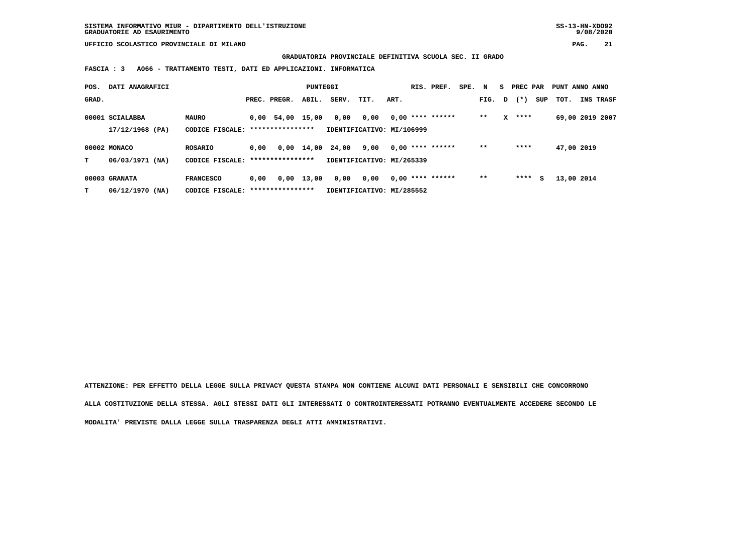SISTEMA INFORMATIVO MIUR - DIPARTIMENTO DELL'ISTRUZIONE
GRADUATORIE AD ESAURIMENTO

UFFICIO SCOLASTICO PROVINCIALE DI MILANO

**GRADUATORIA PROVINCIALE DEFINITIVA SCUOLA SEC. II GRADO**

**FASCIA : 3 A066 - TRATTAMENTO TESTI, DATI ED APPLICAZIONI. INFORMATICA**

| POS. GRAD. | DATI ANAGRAFICI | | PREC. | PREGR. | ABIL. | SERV. | TIT. | ART. | RIS. PREF. | SPE. | N FIG. | S D | PREC PAR (*) | SUP | PUNT TOT. | ANNO INS | ANNO TRASF |
|---|---|---|---|---|---|---|---|---|---|---|---|---|---|---|---|---|---|
| 00001 | SCIALABBA 17/12/1968 (PA) | MAURO CODICE FISCALE: **************** | 0,00 | 54,00 | 15,00 | 0,00 | 0,00 | 0,00 | **** ****** | | ** | X | **** | | 69,00 | 2019 | 2007 |
| | | IDENTIFICATIVO: MI/106999 | | | | | | | | | | | | | | | |
| 00002 T | MONACO 06/03/1971 (NA) | ROSARIO CODICE FISCALE: **************** | 0,00 | 0,00 | 14,00 | 24,00 | 9,00 | 0,00 | **** ****** | | ** | | **** | | 47,00 | 2019 | |
| | | IDENTIFICATIVO: MI/265339 | | | | | | | | | | | | | | | |
| 00003 T | GRANATA 06/12/1970 (NA) | FRANCESCO CODICE FISCALE: **************** | 0,00 | 0,00 | 13,00 | 0,00 | 0,00 | 0,00 | **** ****** | | ** | | **** | S | 13,00 | 2014 | |
| | | IDENTIFICATIVO: MI/285552 | | | | | | | | | | | | | | | |

**ATTENZIONE: PER EFFETTO DELLA LEGGE SULLA PRIVACY QUESTA STAMPA NON CONTIENE ALCUNI DATI PERSONALI E SENSIBILI CHE CONCORRONO ALLA COSTITUZIONE DELLA STESSA. AGLI STESSI DATI GLI INTERESSATI O CONTROINTERESSATI POTRANNO EVENTUALMENTE ACCEDERE SECONDO LE MODALITA' PREVISTE DALLA LEGGE SULLA TRASPARENZA DEGLI ATTI AMMINISTRATIVI.**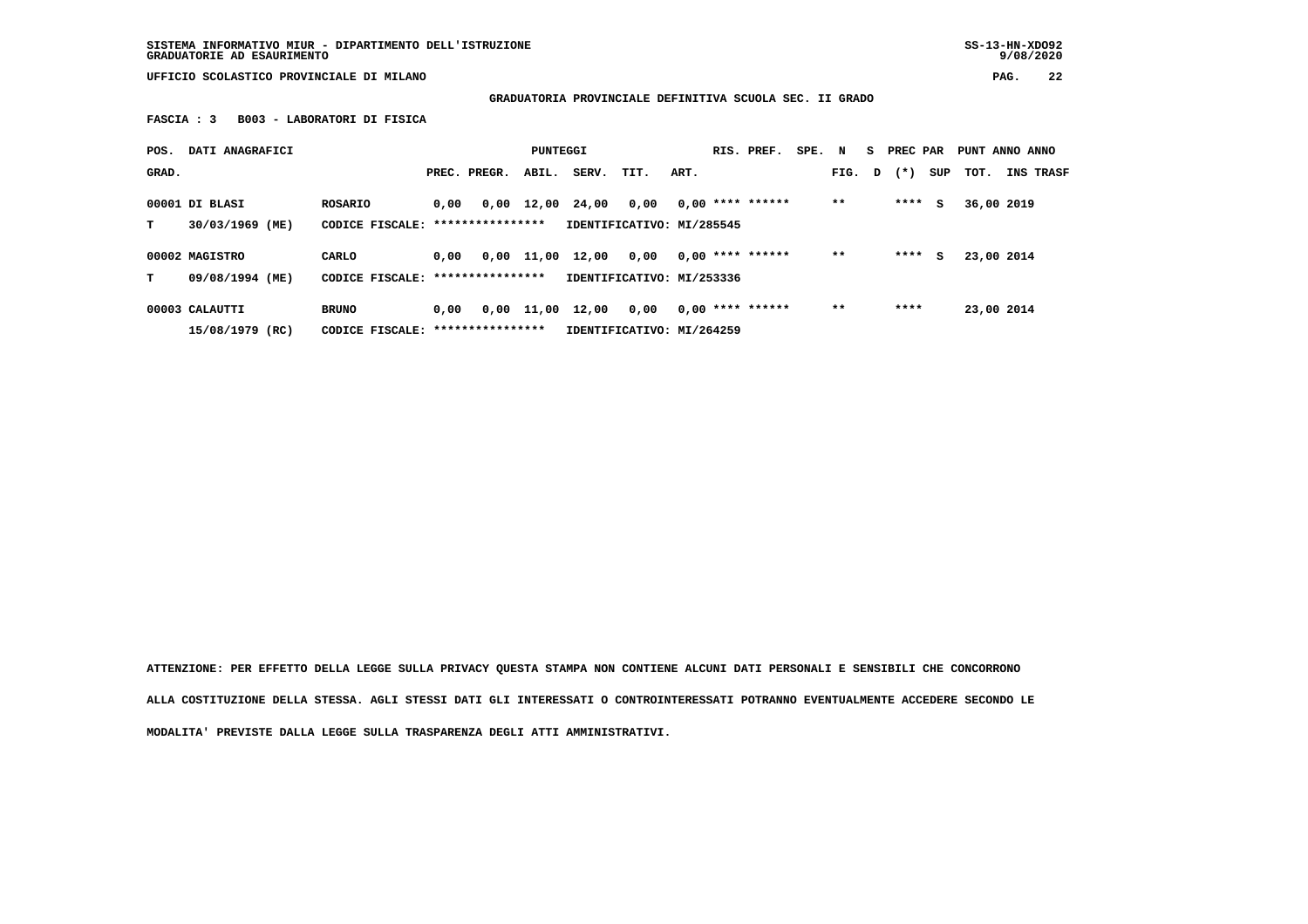SISTEMA INFORMATIVO MIUR - DIPARTIMENTO DELL'ISTRUZIONE
GRADUATORIE AD ESAURIMENTO

UFFICIO SCOLASTICO PROVINCIALE DI MILANO

**GRADUATORIA PROVINCIALE DEFINITIVA SCUOLA SEC. II GRADO**

**FASCIA : 3   B003 - LABORATORI DI FISICA**

| POS. GRAD. | DATI ANAGRAFICI | | PREC. | PREGR. | ABIL. | SERV. | TIT. | ART. | RIS. PREF. | SPE. | N FIG. | S D | PREC PAR (*) | SUP | PUNT TOT. | ANNO INS | ANNO TRASF |
|---|---|---|---|---|---|---|---|---|---|---|---|---|---|---|---|---|---|
| 00001 | DI BLASI | ROSARIO | 0,00 | 0,00 | 12,00 | 24,00 | 0,00 | 0,00 | **** ****** | | ** | | **** | S | 36,00 | 2019 | |
| T | 30/03/1969 (ME) | CODICE FISCALE: **************** | | | | IDENTIFICATIVO: MI/285545 | | | | | | | | | | | |
| 00002 | MAGISTRO | CARLO | 0,00 | 0,00 | 11,00 | 12,00 | 0,00 | 0,00 | **** ****** | | ** | | **** | S | 23,00 | 2014 | |
| T | 09/08/1994 (ME) | CODICE FISCALE: **************** | | | | IDENTIFICATIVO: MI/253336 | | | | | | | | | | | |
| 00003 | CALAUTTI | BRUNO | 0,00 | 0,00 | 11,00 | 12,00 | 0,00 | 0,00 | **** ****** | | ** | | **** | | 23,00 | 2014 | |
| | 15/08/1979 (RC) | CODICE FISCALE: **************** | | | | IDENTIFICATIVO: MI/264259 | | | | | | | | | | | |

ATTENZIONE: PER EFFETTO DELLA LEGGE SULLA PRIVACY QUESTA STAMPA NON CONTIENE ALCUNI DATI PERSONALI E SENSIBILI CHE CONCORRONO ALLA COSTITUZIONE DELLA STESSA. AGLI STESSI DATI GLI INTERESSATI O CONTROINTERESSATI POTRANNO EVENTUALMENTE ACCEDERE SECONDO LE MODALITA' PREVISTE DALLA LEGGE SULLA TRASPARENZA DEGLI ATTI AMMINISTRATIVI.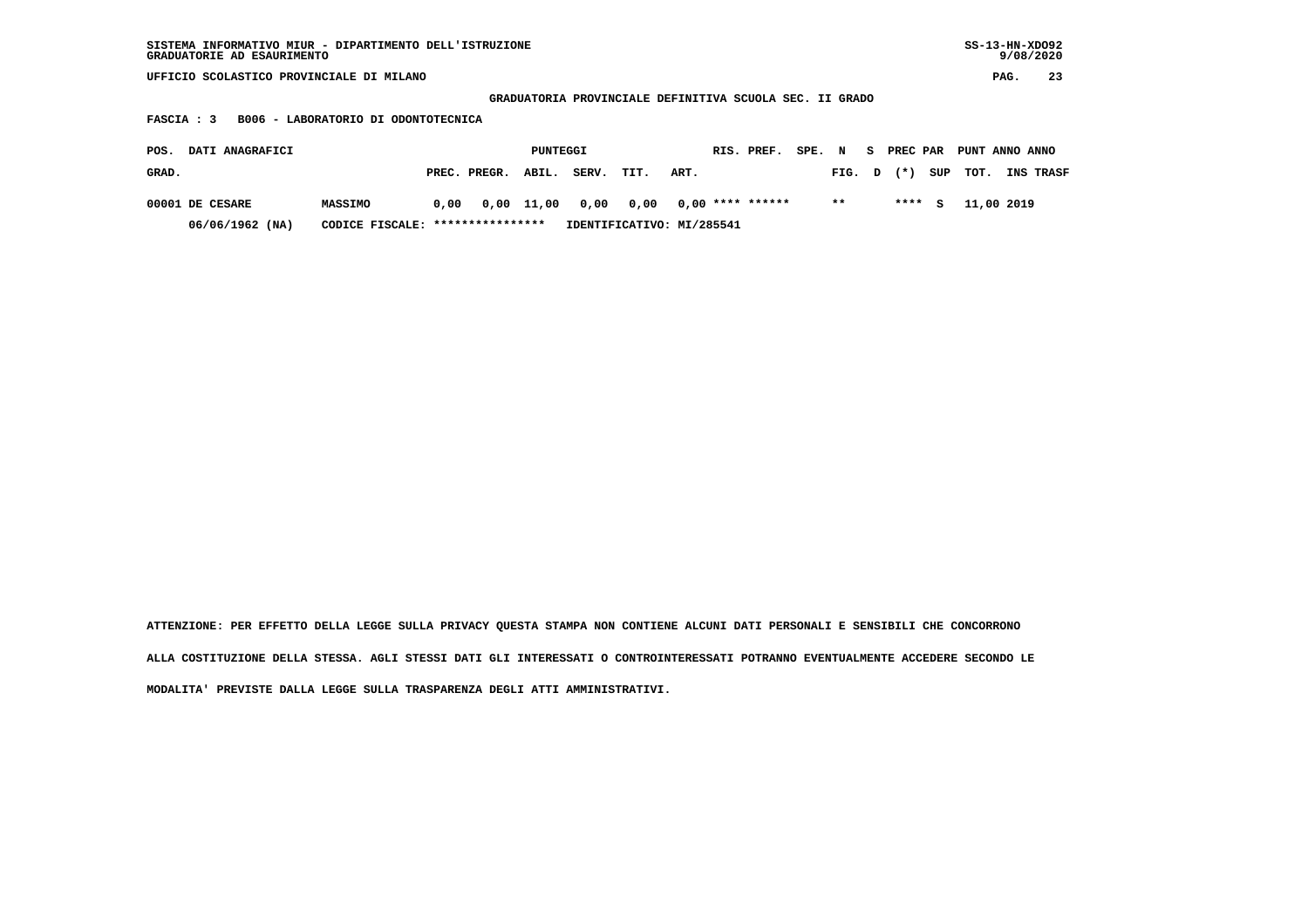GRADUATORIA PROVINCIALE DEFINITIVA SCUOLA SEC. II GRADO

FASCIA : 3 B006 - LABORATORIO DI ODONTOTECNICA

| POS. GRAD. | DATI ANAGRAFICI | | PREC. | PREGR. | ABIL. | SERV. | TIT. | ART. | RIS. | PREF. | SPE. FIG. | N D | S | PREC (*) | PAR SUP | PUNT TOT. | ANNO INS | ANNO TRASF |
|---|---|---|---|---|---|---|---|---|---|---|---|---|---|---|---|---|---|---|
| 00001 | DE CESARE | MASSIMO | 0,00 | 0,00 | 11,00 | 0,00 | 0,00 | 0,00 | **** | ****** | ** | | | **** | S | 11,00 | 2019 | |
| | 06/06/1962 (NA) | CODICE FISCALE: **************** | IDENTIFICATIVO: MI/285541 | | | | | | | | | | | | | | | |

ATTENZIONE: PER EFFETTO DELLA LEGGE SULLA PRIVACY QUESTA STAMPA NON CONTIENE ALCUNI DATI PERSONALI E SENSIBILI CHE CONCORRONO ALLA COSTITUZIONE DELLA STESSA. AGLI STESSI DATI GLI INTERESSATI O CONTROINTERESSATI POTRANNO EVENTUALMENTE ACCEDERE SECONDO LE MODALITA' PREVISTE DALLA LEGGE SULLA TRASPARENZA DEGLI ATTI AMMINISTRATIVI.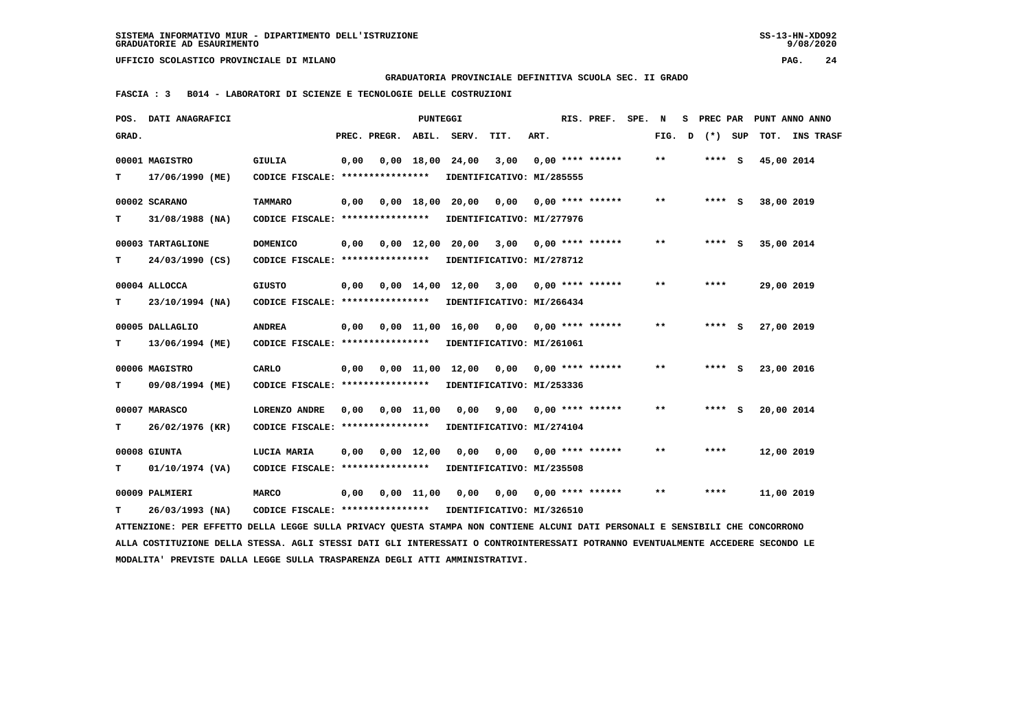SISTEMA INFORMATIVO MIUR - DIPARTIMENTO DELL'ISTRUZIONE
GRADUATORIE AD ESAURIMENTO

UFFICIO SCOLASTICO PROVINCIALE DI MILANO

**GRADUATORIA PROVINCIALE DEFINITIVA SCUOLA SEC. II GRADO**

**FASCIA : 3 B014 - LABORATORI DI SCIENZE E TECNOLOGIE DELLE COSTRUZIONI**

| POS. GRAD. | DATI ANAGRAFICI | | PREC. | PREGR. | ABIL. | SERV. | TIT. | ART. | RIS. PREF. | SPE. | N FIG. | S D | PREC PAR (*) | SUP | PUNT TOT. | ANNO INS TRASF |
|---|---|---|---|---|---|---|---|---|---|---|---|---|---|---|---|---|
| 00001 | MAGISTRO | GIULIA | 0,00 | 0,00 | 18,00 | 24,00 | 3,00 | 0,00 | **** ****** | | ** | | **** | S | 45,00 | 2014 |
| T | 17/06/1990 (ME) | CODICE FISCALE: **************** | IDENTIFICATIVO: MI/285555 | | | | | | | | | | | | | |
| 00002 | SCARANO | TAMMARO | 0,00 | 0,00 | 18,00 | 20,00 | 0,00 | 0,00 | **** ****** | | ** | | **** | S | 38,00 | 2019 |
| T | 31/08/1988 (NA) | CODICE FISCALE: **************** | IDENTIFICATIVO: MI/277976 | | | | | | | | | | | | | |
| 00003 | TARTAGLIONE | DOMENICO | 0,00 | 0,00 | 12,00 | 20,00 | 3,00 | 0,00 | **** ****** | | ** | | **** | S | 35,00 | 2014 |
| T | 24/03/1990 (CS) | CODICE FISCALE: **************** | IDENTIFICATIVO: MI/278712 | | | | | | | | | | | | | |
| 00004 | ALLOCCA | GIUSTO | 0,00 | 0,00 | 14,00 | 12,00 | 3,00 | 0,00 | **** ****** | | ** | | **** | | 29,00 | 2019 |
| T | 23/10/1994 (NA) | CODICE FISCALE: **************** | IDENTIFICATIVO: MI/266434 | | | | | | | | | | | | | |
| 00005 | DALLAGLIO | ANDREA | 0,00 | 0,00 | 11,00 | 16,00 | 0,00 | 0,00 | **** ****** | | ** | | **** | S | 27,00 | 2019 |
| T | 13/06/1994 (ME) | CODICE FISCALE: **************** | IDENTIFICATIVO: MI/261061 | | | | | | | | | | | | | |
| 00006 | MAGISTRO | CARLO | 0,00 | 0,00 | 11,00 | 12,00 | 0,00 | 0,00 | **** ****** | | ** | | **** | S | 23,00 | 2016 |
| T | 09/08/1994 (ME) | CODICE FISCALE: **************** | IDENTIFICATIVO: MI/253336 | | | | | | | | | | | | | |
| 00007 | MARASCO | LORENZO ANDRE | 0,00 | 0,00 | 11,00 | 0,00 | 9,00 | 0,00 | **** ****** | | ** | | **** | S | 20,00 | 2014 |
| T | 26/02/1976 (KR) | CODICE FISCALE: **************** | IDENTIFICATIVO: MI/274104 | | | | | | | | | | | | | |
| 00008 | GIUNTA | LUCIA MARIA | 0,00 | 0,00 | 12,00 | 0,00 | 0,00 | 0,00 | **** ****** | | ** | | **** | | 12,00 | 2019 |
| T | 01/10/1974 (VA) | CODICE FISCALE: **************** | IDENTIFICATIVO: MI/235508 | | | | | | | | | | | | | |
| 00009 | PALMIERI | MARCO | 0,00 | 0,00 | 11,00 | 0,00 | 0,00 | 0,00 | **** ****** | | ** | | **** | | 11,00 | 2019 |
| T | 26/03/1993 (NA) | CODICE FISCALE: **************** | IDENTIFICATIVO: MI/326510 | | | | | | | | | | | | | |

ATTENZIONE: PER EFFETTO DELLA LEGGE SULLA PRIVACY QUESTA STAMPA NON CONTIENE ALCUNI DATI PERSONALI E SENSIBILI CHE CONCORRONO ALLA COSTITUZIONE DELLA STESSA. AGLI STESSI DATI GLI INTERESSATI O CONTROINTERESSATI POTRANNO EVENTUALMENTE ACCEDERE SECONDO LE MODALITA' PREVISTE DALLA LEGGE SULLA TRASPARENZA DEGLI ATTI AMMINISTRATIVI.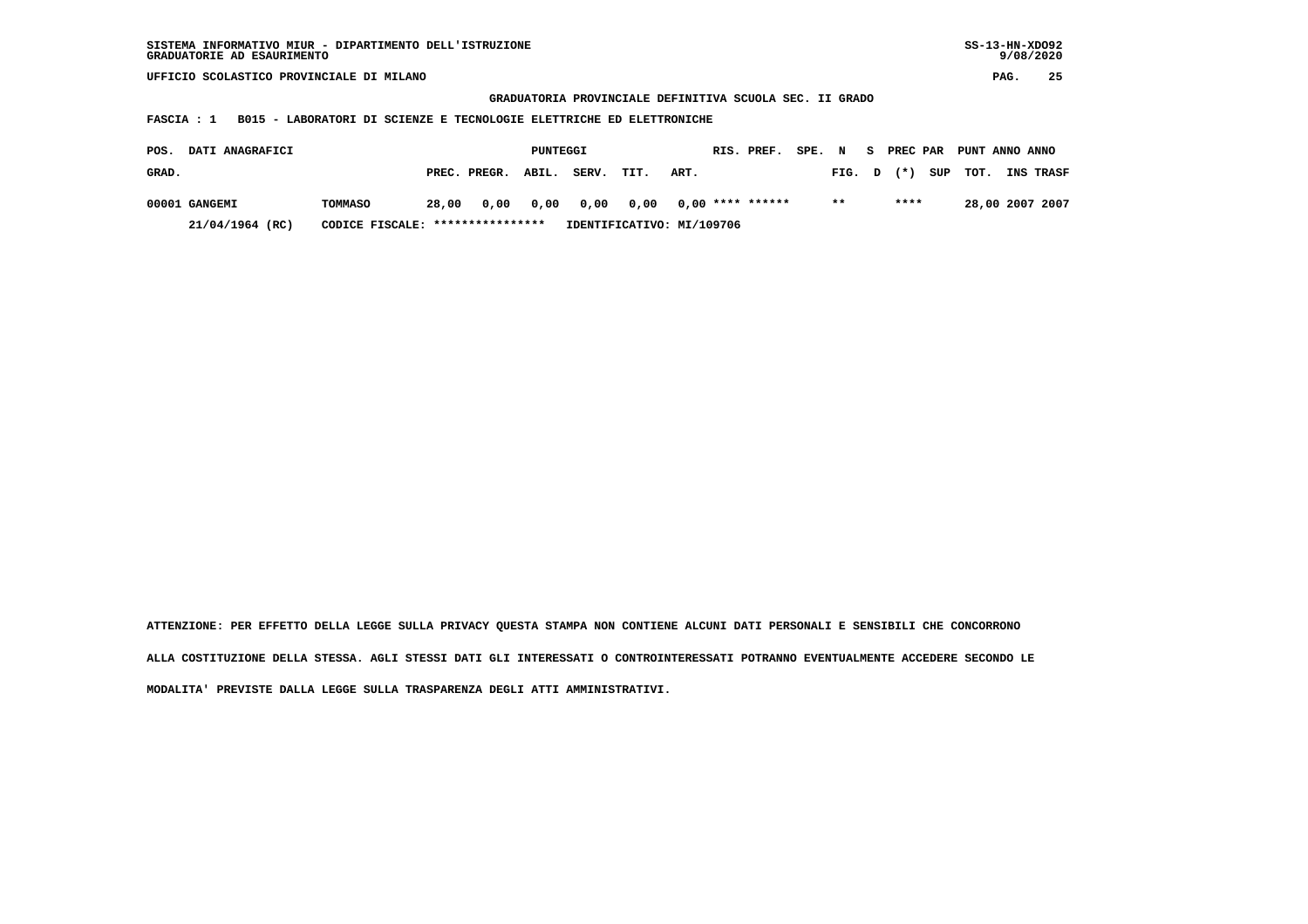SISTEMA INFORMATIVO MIUR - DIPARTIMENTO DELL'ISTRUZIONE
GRADUATORIE AD ESAURIMENTO

UFFICIO SCOLASTICO PROVINCIALE DI MILANO

GRADUATORIA PROVINCIALE DEFINITIVA SCUOLA SEC. II GRADO

FASCIA : 1 B015 - LABORATORI DI SCIENZE E TECNOLOGIE ELETTRICHE ED ELETTRONICHE

| POS. GRAD. | DATI ANAGRAFICI | | PUNTEGGI PREC. | PREGR. | ABIL. | SERV. | TIT. | ART. | RIS. | PREF. | SPE. | N FIG. | S D | PREC PAR (*) | SUP | PUNT TOT. | ANNO INS | ANNO TRASF |
|---|---|---|---|---|---|---|---|---|---|---|---|---|---|---|---|---|---|---|
| 00001 | GANGEMI | TOMMASO | 28,00 | 0,00 | 0,00 | 0,00 | 0,00 | 0,00 | **** | ****** | | ** | | **** | | 28,00 | 2007 | 2007 |
| | 21/04/1964 (RC) | CODICE FISCALE: **************** | IDENTIFICATIVO: MI/109706 | | | | | | | | | | | | | | | |

ATTENZIONE: PER EFFETTO DELLA LEGGE SULLA PRIVACY QUESTA STAMPA NON CONTIENE ALCUNI DATI PERSONALI E SENSIBILI CHE CONCORRONO ALLA COSTITUZIONE DELLA STESSA. AGLI STESSI DATI GLI INTERESSATI O CONTROINTERESSATI POTRANNO EVENTUALMENTE ACCEDERE SECONDO LE MODALITA' PREVISTE DALLA LEGGE SULLA TRASPARENZA DEGLI ATTI AMMINISTRATIVI.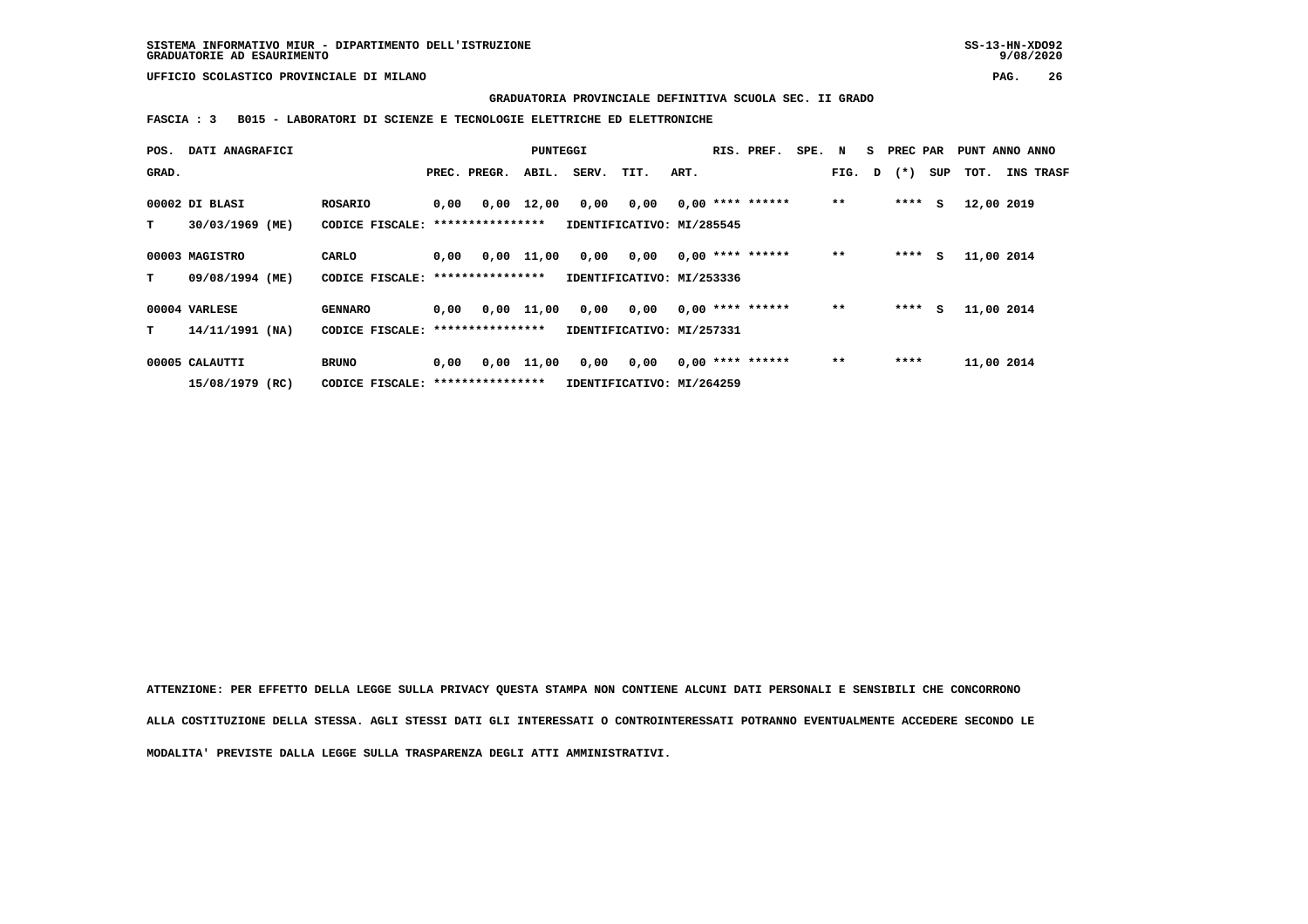GRADUATORIA PROVINCIALE DEFINITIVA SCUOLA SEC. II GRADO

**FASCIA : 3   B015 - LABORATORI DI SCIENZE E TECNOLOGIE ELETTRICHE ED ELETTRONICHE**

| POS. GRAD. | DATI ANAGRAFICI | | PREC. | PREGR. | ABIL. | SERV. | TIT. | ART. | RIS. | PREF. | SPE. | N FIG. | S D | PREC PAR (*) | SUP | PUNT TOT. | ANNO INS | ANNO TRASF |
|---|---|---|---|---|---|---|---|---|---|---|---|---|---|---|---|---|---|---|
| 00002 | DI BLASI | ROSARIO | 0,00 | 0,00 | 12,00 | 0,00 | 0,00 | 0,00 | **** | ****** | | ** | | **** | S | 12,00 | 2019 | |
| T | 30/03/1969 (ME) | CODICE FISCALE: **************** | | | | IDENTIFICATIVO: MI/285545 | | | | | | | | | | | | |
| 00003 | MAGISTRO | CARLO | 0,00 | 0,00 | 11,00 | 0,00 | 0,00 | 0,00 | **** | ****** | | ** | | **** | S | 11,00 | 2014 | |
| T | 09/08/1994 (ME) | CODICE FISCALE: **************** | | | | IDENTIFICATIVO: MI/253336 | | | | | | | | | | | | |
| 00004 | VARLESE | GENNARO | 0,00 | 0,00 | 11,00 | 0,00 | 0,00 | 0,00 | **** | ****** | | ** | | **** | S | 11,00 | 2014 | |
| T | 14/11/1991 (NA) | CODICE FISCALE: **************** | | | | IDENTIFICATIVO: MI/257331 | | | | | | | | | | | | |
| 00005 | CALAUTTI | BRUNO | 0,00 | 0,00 | 11,00 | 0,00 | 0,00 | 0,00 | **** | ****** | | ** | | **** | | 11,00 | 2014 | |
| | 15/08/1979 (RC) | CODICE FISCALE: **************** | | | | IDENTIFICATIVO: MI/264259 | | | | | | | | | | | | |

ATTENZIONE: PER EFFETTO DELLA LEGGE SULLA PRIVACY QUESTA STAMPA NON CONTIENE ALCUNI DATI PERSONALI E SENSIBILI CHE CONCORRONO ALLA COSTITUZIONE DELLA STESSA. AGLI STESSI DATI GLI INTERESSATI O CONTROINTERESSATI POTRANNO EVENTUALMENTE ACCEDERE SECONDO LE MODALITA' PREVISTE DALLA LEGGE SULLA TRASPARENZA DEGLI ATTI AMMINISTRATIVI.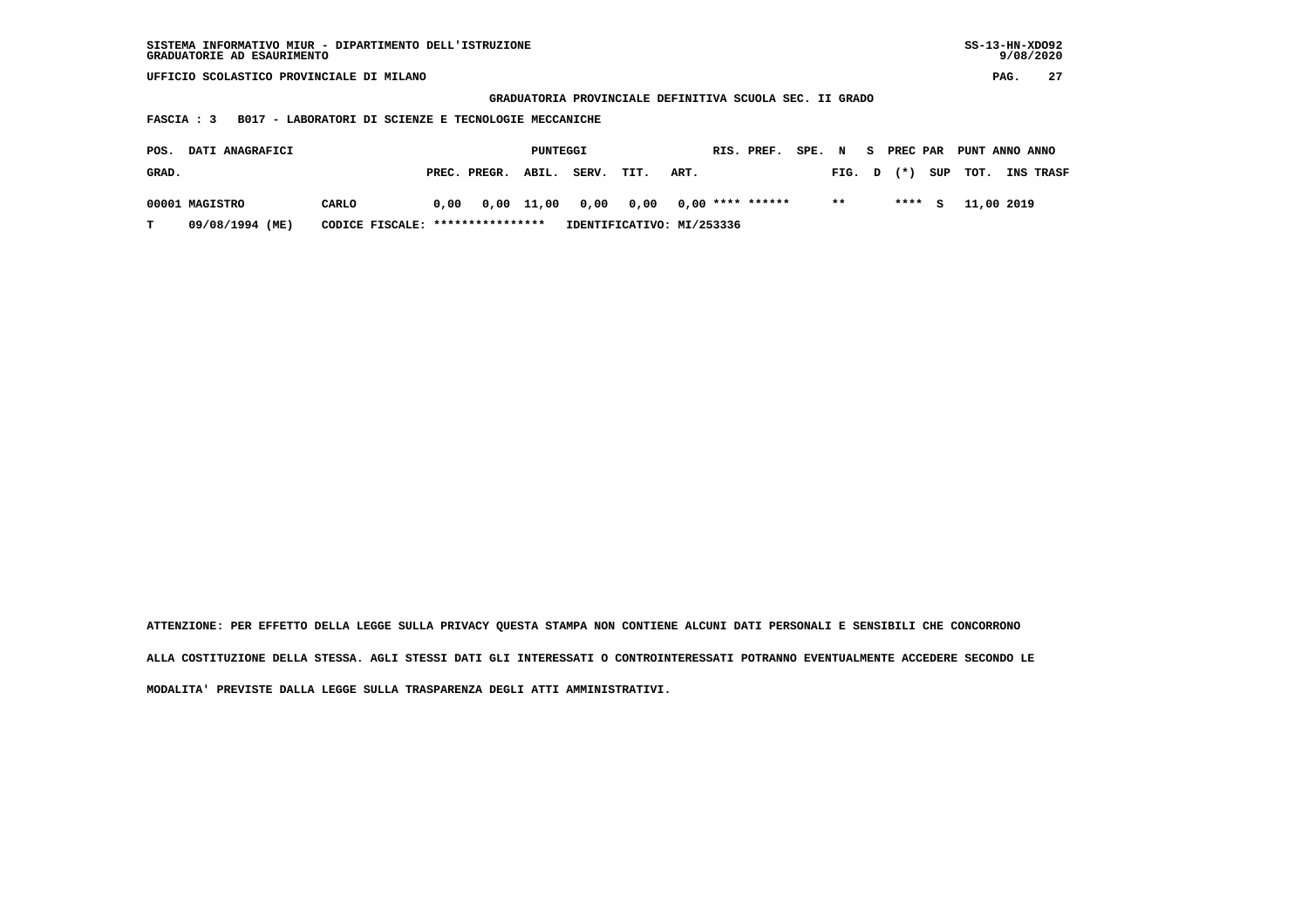SISTEMA INFORMATIVO MIUR - DIPARTIMENTO DELL'ISTRUZIONE
GRADUATORIE AD ESAURIMENTO

UFFICIO SCOLASTICO PROVINCIALE DI MILANO

**GRADUATORIA PROVINCIALE DEFINITIVA SCUOLA SEC. II GRADO**

**FASCIA : 3 B017 - LABORATORI DI SCIENZE E TECNOLOGIE MECCANICHE**

| POS. GRAD. | DATI ANAGRAFICI | | PREC. | PREGR. | ABIL. | SERV. | TIT. | ART. | RIS. | PREF. | SPE. | N FIG. | S D | PREC (*) | PAR SUP | PUNT TOT. | ANNO INS | ANNO TRASF |
|---|---|---|---|---|---|---|---|---|---|---|---|---|---|---|---|---|---|---|
| 00001 | MAGISTRO | CARLO | 0,00 | 0,00 | 11,00 | 0,00 | 0,00 | 0,00 | **** | ****** | | ** | | **** | S | 11,00 | 2019 | |
| T | 09/08/1994 (ME) | CODICE FISCALE: **************** | IDENTIFICATIVO: MI/253336 | | | | | | | | | | | | | | | |

ATTENZIONE: PER EFFETTO DELLA LEGGE SULLA PRIVACY QUESTA STAMPA NON CONTIENE ALCUNI DATI PERSONALI E SENSIBILI CHE CONCORRONO ALLA COSTITUZIONE DELLA STESSA. AGLI STESSI DATI GLI INTERESSATI O CONTROINTERESSATI POTRANNO EVENTUALMENTE ACCEDERE SECONDO LE MODALITA' PREVISTE DALLA LEGGE SULLA TRASPARENZA DEGLI ATTI AMMINISTRATIVI.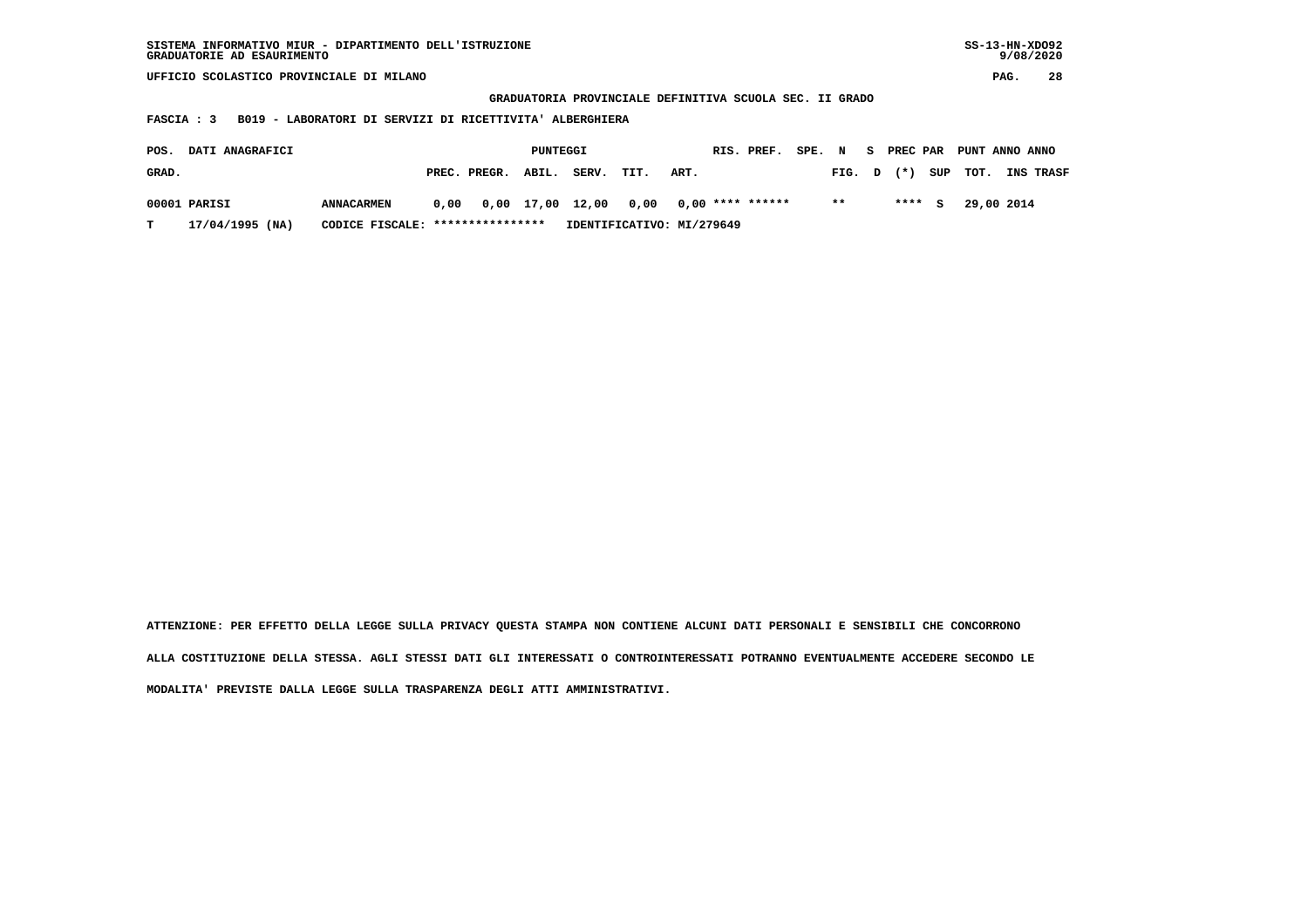SISTEMA INFORMATIVO MIUR - DIPARTIMENTO DELL'ISTRUZIONE
GRADUATORIE AD ESAURIMENTO

UFFICIO SCOLASTICO PROVINCIALE DI MILANO

**GRADUATORIA PROVINCIALE DEFINITIVA SCUOLA SEC. II GRADO**

**FASCIA : 3 B019 - LABORATORI DI SERVIZI DI RICETTIVITA' ALBERGHIERA**

| POS. GRAD. | DATI ANAGRAFICI | | PUNTEGGI PREC. | PREGR. | ABIL. | SERV. | TIT. | ART. | RIS. | PREF. | SPE. FIG. | N D | S (*) | PREC PAR SUP | PUNT TOT. | ANNO INS | ANNO TRASF |
|---|---|---|---|---|---|---|---|---|---|---|---|---|---|---|---|---|---|
| 00001 | PARISI | ANNACARMEN | 0,00 | 0,00 | 17,00 | 12,00 | 0,00 | 0,00 | **** | ****** | ** | | **** | S | 29,00 | 2014 | |
| T | 17/04/1995 (NA) | CODICE FISCALE: **************** | IDENTIFICATIVO: MI/279649 | | | | | | | | | | | | | | |

ATTENZIONE: PER EFFETTO DELLA LEGGE SULLA PRIVACY QUESTA STAMPA NON CONTIENE ALCUNI DATI PERSONALI E SENSIBILI CHE CONCORRONO ALLA COSTITUZIONE DELLA STESSA. AGLI STESSI DATI GLI INTERESSATI O CONTROINTERESSATI POTRANNO EVENTUALMENTE ACCEDERE SECONDO LE MODALITA' PREVISTE DALLA LEGGE SULLA TRASPARENZA DEGLI ATTI AMMINISTRATIVI.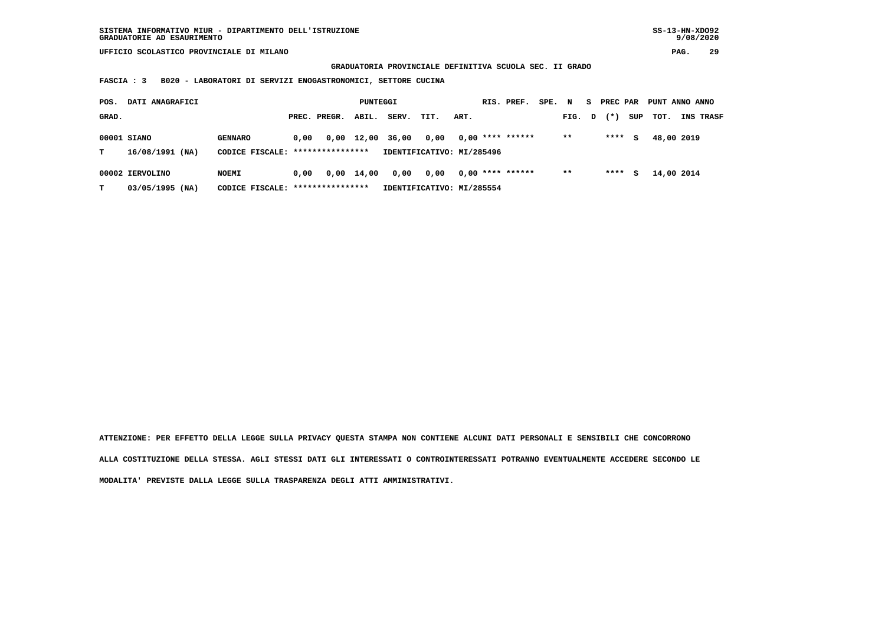SISTEMA INFORMATIVO MIUR - DIPARTIMENTO DELL'ISTRUZIONE
GRADUATORIE AD ESAURIMENTO

UFFICIO SCOLASTICO PROVINCIALE DI MILANO

**GRADUATORIA PROVINCIALE DEFINITIVA SCUOLA SEC. II GRADO**

**FASCIA : 3 B020 - LABORATORI DI SERVIZI ENOGASTRONOMICI, SETTORE CUCINA**

| POS. GRAD. | DATI ANAGRAFICI | | PREC. | PREGR. | ABIL. | SERV. | TIT. | ART. | RIS. PREF. | SPE. | N FIG. | S D | PREC PAR (*) | SUP | PUNT TOT. | ANNO INS | ANNO TRASF |
|---|---|---|---|---|---|---|---|---|---|---|---|---|---|---|---|---|---|
| 00001 | SIANO | GENNARO | 0,00 | 0,00 | 12,00 | 36,00 | 0,00 | 0,00 | **** ****** | | ** | | **** | S | 48,00 | 2019 | |
| T | 16/08/1991 (NA) | CODICE FISCALE: **************** | IDENTIFICATIVO: MI/285496 | | | | | | | | | | | | | | |
| 00002 | IERVOLINO | NOEMI | 0,00 | 0,00 | 14,00 | 0,00 | 0,00 | 0,00 | **** ****** | | ** | | **** | S | 14,00 | 2014 | |
| T | 03/05/1995 (NA) | CODICE FISCALE: **************** | IDENTIFICATIVO: MI/285554 | | | | | | | | | | | | | | |

**ATTENZIONE: PER EFFETTO DELLA LEGGE SULLA PRIVACY QUESTA STAMPA NON CONTIENE ALCUNI DATI PERSONALI E SENSIBILI CHE CONCORRONO ALLA COSTITUZIONE DELLA STESSA. AGLI STESSI DATI GLI INTERESSATI O CONTROINTERESSATI POTRANNO EVENTUALMENTE ACCEDERE SECONDO LE MODALITA' PREVISTE DALLA LEGGE SULLA TRASPARENZA DEGLI ATTI AMMINISTRATIVI.**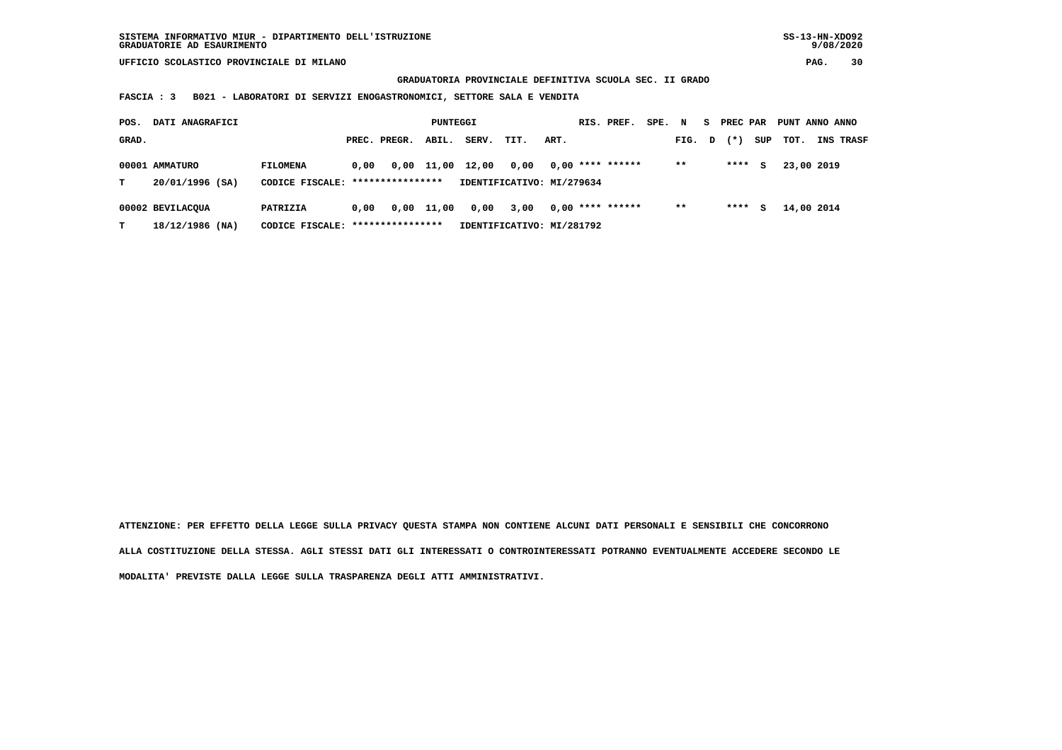SISTEMA INFORMATIVO MIUR - DIPARTIMENTO DELL'ISTRUZIONE
GRADUATORIE AD ESAURIMENTO

UFFICIO SCOLASTICO PROVINCIALE DI MILANO

**GRADUATORIA PROVINCIALE DEFINITIVA SCUOLA SEC. II GRADO**

**FASCIA : 3 B021 - LABORATORI DI SERVIZI ENOGASTRONOMICI, SETTORE SALA E VENDITA**

| POS. GRAD. | DATI ANAGRAFICI | | PUNTEGGI PREC. | PREGR. | ABIL. | SERV. | TIT. | ART. | RIS. PREF. | SPE. | N FIG. | S D | PREC PAR (*) | SUP | PUNT TOT. | ANNO INS | ANNO TRASF |
|---|---|---|---|---|---|---|---|---|---|---|---|---|---|---|---|---|---|
| 00001 | AMMATURO | FILOMENA | 0,00 | 0,00 | 11,00 | 12,00 | 0,00 | 0,00 | **** | ****** | ** | | **** | S | 23,00 | 2019 | |
| T | 20/01/1996 (SA) | CODICE FISCALE: **************** | IDENTIFICATIVO: MI/279634 | | | | | | | | | | | | | | |
| 00002 | BEVILACQUA | PATRIZIA | 0,00 | 0,00 | 11,00 | 0,00 | 3,00 | 0,00 | **** | ****** | ** | | **** | S | 14,00 | 2014 | |
| T | 18/12/1986 (NA) | CODICE FISCALE: **************** | IDENTIFICATIVO: MI/281792 | | | | | | | | | | | | | | |

**ATTENZIONE: PER EFFETTO DELLA LEGGE SULLA PRIVACY QUESTA STAMPA NON CONTIENE ALCUNI DATI PERSONALI E SENSIBILI CHE CONCORRONO ALLA COSTITUZIONE DELLA STESSA. AGLI STESSI DATI GLI INTERESSATI O CONTROINTERESSATI POTRANNO EVENTUALMENTE ACCEDERE SECONDO LE MODALITA' PREVISTE DALLA LEGGE SULLA TRASPARENZA DEGLI ATTI AMMINISTRATIVI.**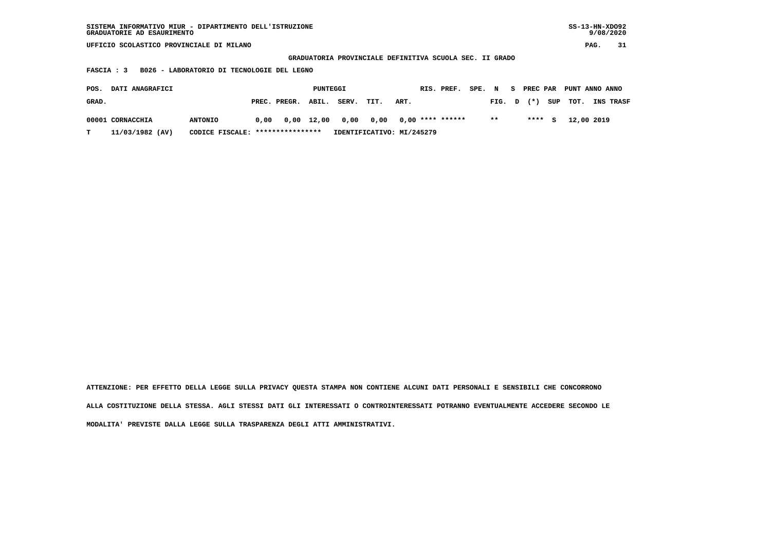SISTEMA INFORMATIVO MIUR - DIPARTIMENTO DELL'ISTRUZIONE
GRADUATORIE AD ESAURIMENTO

UFFICIO SCOLASTICO PROVINCIALE DI MILANO

GRADUATORIA PROVINCIALE DEFINITIVA SCUOLA SEC. II GRADO

FASCIA : 3 B026 - LABORATORIO DI TECNOLOGIE DEL LEGNO

| POS. GRAD. | DATI ANAGRAFICI | | PUNTEGGI PREC. | PREGR. | ABIL. | SERV. | TIT. | ART. | RIS. | PREF. | SPE. | N FIG. | S D | PREC PAR (*) | SUP | PUNT TOT. | ANNO INS | ANNO TRASF |
|---|---|---|---|---|---|---|---|---|---|---|---|---|---|---|---|---|---|---|
| 00001 | CORNACCHIA | ANTONIO | 0,00 | 0,00 | 12,00 | 0,00 | 0,00 | 0,00 | **** | ****** | | ** | | **** | S | 12,00 | 2019 | |
| T | 11/03/1982 (AV) | CODICE FISCALE: **************** | IDENTIFICATIVO: MI/245279 | | | | | | | | | | | | | | | |

ATTENZIONE: PER EFFETTO DELLA LEGGE SULLA PRIVACY QUESTA STAMPA NON CONTIENE ALCUNI DATI PERSONALI E SENSIBILI CHE CONCORRONO ALLA COSTITUZIONE DELLA STESSA. AGLI STESSI DATI GLI INTERESSATI O CONTROINTERESSATI POTRANNO EVENTUALMENTE ACCEDERE SECONDO LE MODALITA' PREVISTE DALLA LEGGE SULLA TRASPARENZA DEGLI ATTI AMMINISTRATIVI.